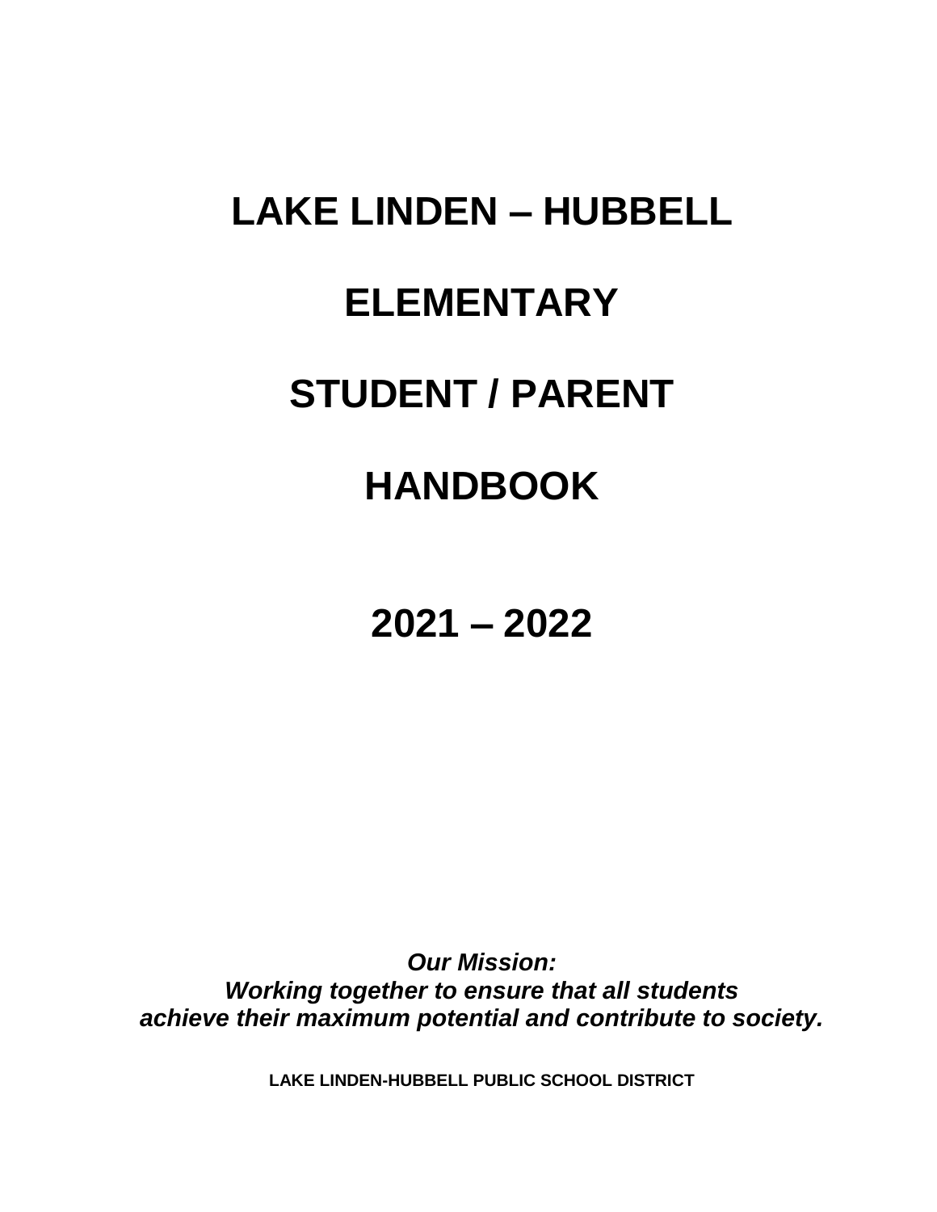# LAKE LINDEN – HUBBELL

# ELEMENTARY

# STUDENT / PARENT

# HANDBOOK

# 2021 – 2022

***Our Mission:***
***Working together to ensure that all students achieve their maximum potential and contribute to society.***

**LAKE LINDEN-HUBBELL PUBLIC SCHOOL DISTRICT**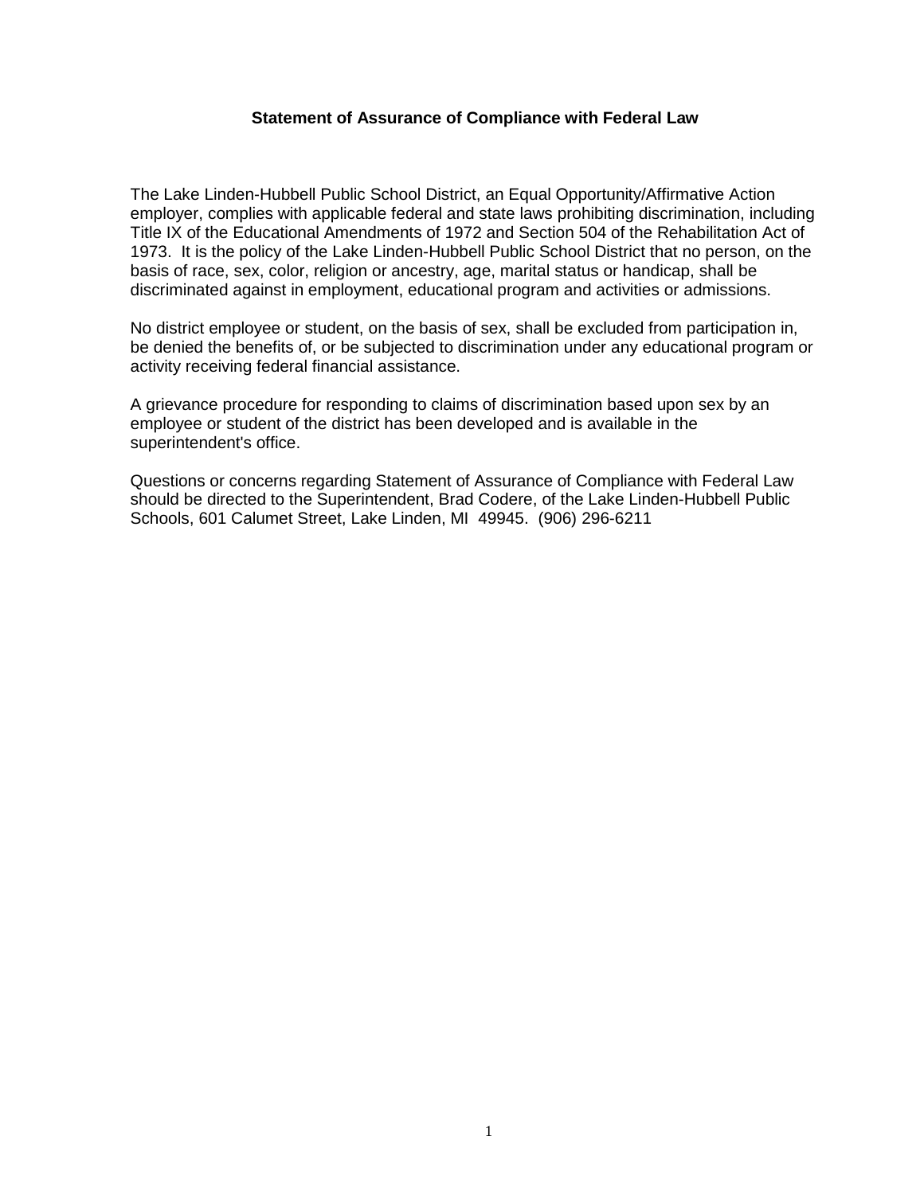# Statement of Assurance of Compliance with Federal Law

The Lake Linden-Hubbell Public School District, an Equal Opportunity/Affirmative Action employer, complies with applicable federal and state laws prohibiting discrimination, including Title IX of the Educational Amendments of 1972 and Section 504 of the Rehabilitation Act of 1973. It is the policy of the Lake Linden-Hubbell Public School District that no person, on the basis of race, sex, color, religion or ancestry, age, marital status or handicap, shall be discriminated against in employment, educational program and activities or admissions.

No district employee or student, on the basis of sex, shall be excluded from participation in, be denied the benefits of, or be subjected to discrimination under any educational program or activity receiving federal financial assistance.

A grievance procedure for responding to claims of discrimination based upon sex by an employee or student of the district has been developed and is available in the superintendent's office.

Questions or concerns regarding Statement of Assurance of Compliance with Federal Law should be directed to the Superintendent, Brad Codere, of the Lake Linden-Hubbell Public Schools, 601 Calumet Street, Lake Linden, MI 49945. (906) 296-6211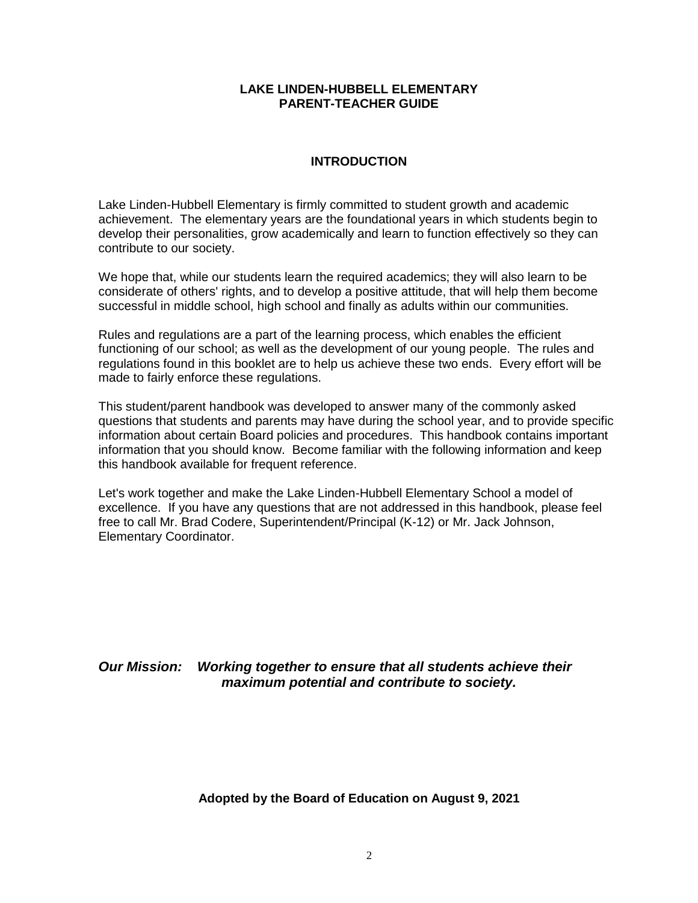# LAKE LINDEN-HUBBELL ELEMENTARY
# PARENT-TEACHER GUIDE

## INTRODUCTION

Lake Linden-Hubbell Elementary is firmly committed to student growth and academic achievement. The elementary years are the foundational years in which students begin to develop their personalities, grow academically and learn to function effectively so they can contribute to our society.

We hope that, while our students learn the required academics; they will also learn to be considerate of others' rights, and to develop a positive attitude, that will help them become successful in middle school, high school and finally as adults within our communities.

Rules and regulations are a part of the learning process, which enables the efficient functioning of our school; as well as the development of our young people. The rules and regulations found in this booklet are to help us achieve these two ends. Every effort will be made to fairly enforce these regulations.

This student/parent handbook was developed to answer many of the commonly asked questions that students and parents may have during the school year, and to provide specific information about certain Board policies and procedures. This handbook contains important information that you should know. Become familiar with the following information and keep this handbook available for frequent reference.

Let's work together and make the Lake Linden-Hubbell Elementary School a model of excellence. If you have any questions that are not addressed in this handbook, please feel free to call Mr. Brad Codere, Superintendent/Principal (K-12) or Mr. Jack Johnson, Elementary Coordinator.

***Our Mission: Working together to ensure that all students achieve their maximum potential and contribute to society.***

**Adopted by the Board of Education on August 9, 2021**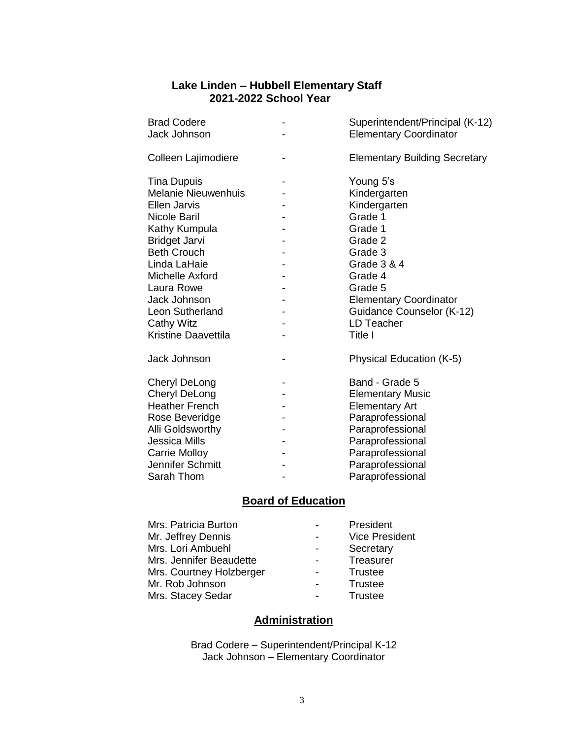## Lake Linden – Hubbell Elementary Staff
## 2021-2022 School Year

| | | |
|---|---|---|
| Brad Codere | - | Superintendent/Principal (K-12) |
| Jack Johnson | - | Elementary Coordinator |
| | | |
| Colleen Lajimodiere | - | Elementary Building Secretary |
| | | |
| Tina Dupuis | - | Young 5's |
| Melanie Nieuwenhuis | - | Kindergarten |
| Ellen Jarvis | - | Kindergarten |
| Nicole Baril | - | Grade 1 |
| Kathy Kumpula | - | Grade 1 |
| Bridget Jarvi | - | Grade 2 |
| Beth Crouch | - | Grade 3 |
| Linda LaHaie | - | Grade 3 & 4 |
| Michelle Axford | - | Grade 4 |
| Laura Rowe | - | Grade 5 |
| Jack Johnson | - | Elementary Coordinator |
| Leon Sutherland | - | Guidance Counselor (K-12) |
| Cathy Witz | - | LD Teacher |
| Kristine Daavettila | - | Title I |
| | | |
| Jack Johnson | - | Physical Education (K-5) |
| | | |
| Cheryl DeLong | - | Band - Grade 5 |
| Cheryl DeLong | - | Elementary Music |
| Heather French | - | Elementary Art |
| Rose Beveridge | - | Paraprofessional |
| Alli Goldsworthy | - | Paraprofessional |
| Jessica Mills | - | Paraprofessional |
| Carrie Molloy | - | Paraprofessional |
| Jennifer Schmitt | - | Paraprofessional |
| Sarah Thom | - | Paraprofessional |

## Board of Education

| | | |
|---|---|---|
| Mrs. Patricia Burton | - | President |
| Mr. Jeffrey Dennis | - | Vice President |
| Mrs. Lori Ambuehl | - | Secretary |
| Mrs. Jennifer Beaudette | - | Treasurer |
| Mrs. Courtney Holzberger | - | Trustee |
| Mr. Rob Johnson | - | Trustee |
| Mrs. Stacey Sedar | - | Trustee |

## Administration

Brad Codere – Superintendent/Principal K-12
Jack Johnson – Elementary Coordinator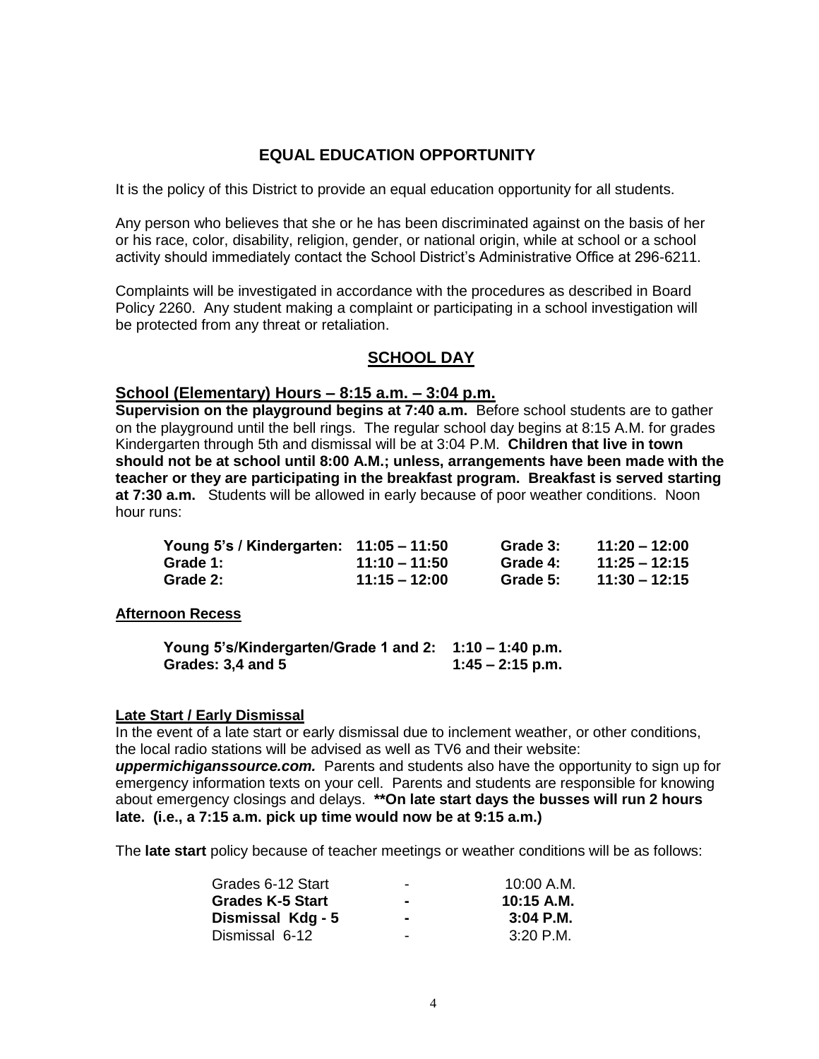## EQUAL EDUCATION OPPORTUNITY

It is the policy of this District to provide an equal education opportunity for all students.

Any person who believes that she or he has been discriminated against on the basis of her or his race, color, disability, religion, gender, or national origin, while at school or a school activity should immediately contact the School District's Administrative Office at 296-6211.

Complaints will be investigated in accordance with the procedures as described in Board Policy 2260. Any student making a complaint or participating in a school investigation will be protected from any threat or retaliation.

## SCHOOL DAY

### School (Elementary) Hours – 8:15 a.m. – 3:04 p.m.

**Supervision on the playground begins at 7:40 a.m.** Before school students are to gather on the playground until the bell rings. The regular school day begins at 8:15 A.M. for grades Kindergarten through 5th and dismissal will be at 3:04 P.M. **Children that live in town should not be at school until 8:00 A.M.; unless, arrangements have been made with the teacher or they are participating in the breakfast program. Breakfast is served starting at 7:30 a.m.** Students will be allowed in early because of poor weather conditions. Noon hour runs:

| | | | |
|---|---|---|---|
| **Young 5's / Kindergarten:** | **11:05 – 11:50** | **Grade 3:** | **11:20 – 12:00** |
| **Grade 1:** | **11:10 – 11:50** | **Grade 4:** | **11:25 – 12:15** |
| **Grade 2:** | **11:15 – 12:00** | **Grade 5:** | **11:30 – 12:15** |

**Afternoon Recess**

| | |
|---|---|
| **Young 5's/Kindergarten/Grade 1 and 2:** | **1:10 – 1:40 p.m.** |
| **Grades: 3,4 and 5** | **1:45 – 2:15 p.m.** |

**Late Start / Early Dismissal**

In the event of a late start or early dismissal due to inclement weather, or other conditions, the local radio stations will be advised as well as TV6 and their website: ***uppermichiganssource.com.*** Parents and students also have the opportunity to sign up for emergency information texts on your cell. Parents and students are responsible for knowing about emergency closings and delays. **\*\*On late start days the busses will run 2 hours late. (i.e., a 7:15 a.m. pick up time would now be at 9:15 a.m.)**

The **late start** policy because of teacher meetings or weather conditions will be as follows:

| | | |
|---|---|---|
| Grades 6-12 Start | - | 10:00 A.M. |
| **Grades K-5 Start** | **-** | **10:15 A.M.** |
| **Dismissal Kdg - 5** | **-** | **3:04 P.M.** |
| Dismissal 6-12 | - | 3:20 P.M. |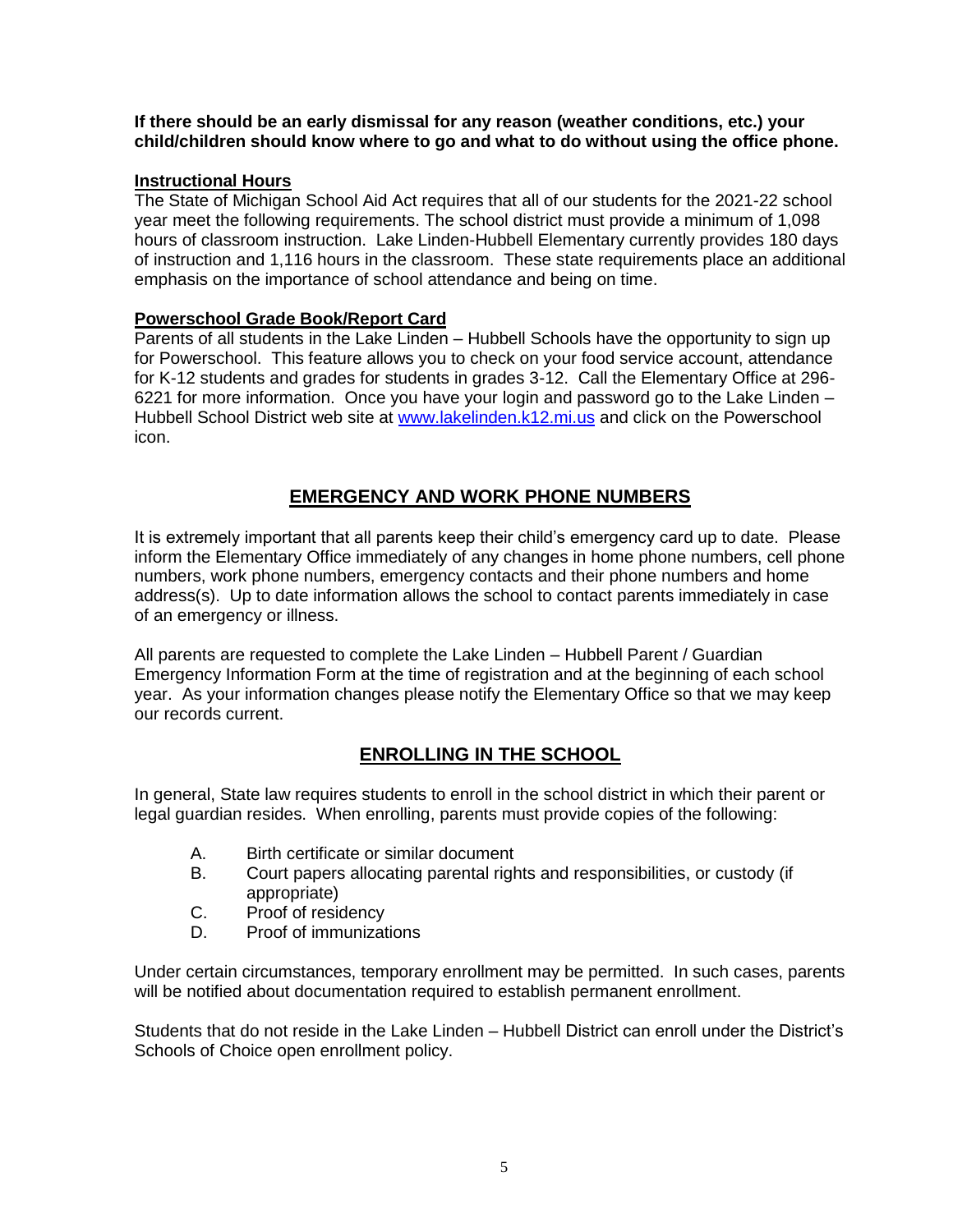**If there should be an early dismissal for any reason (weather conditions, etc.) your child/children should know where to go and what to do without using the office phone.**

**Instructional Hours**

The State of Michigan School Aid Act requires that all of our students for the 2021-22 school year meet the following requirements. The school district must provide a minimum of 1,098 hours of classroom instruction. Lake Linden-Hubbell Elementary currently provides 180 days of instruction and 1,116 hours in the classroom. These state requirements place an additional emphasis on the importance of school attendance and being on time.

**Powerschool Grade Book/Report Card**

Parents of all students in the Lake Linden – Hubbell Schools have the opportunity to sign up for Powerschool. This feature allows you to check on your food service account, attendance for K-12 students and grades for students in grades 3-12. Call the Elementary Office at 296-6221 for more information. Once you have your login and password go to the Lake Linden – Hubbell School District web site at [www.lakelinden.k12.mi.us](http://www.lakelinden.k12.mi.us) and click on the Powerschool icon.

## EMERGENCY AND WORK PHONE NUMBERS

It is extremely important that all parents keep their child's emergency card up to date. Please inform the Elementary Office immediately of any changes in home phone numbers, cell phone numbers, work phone numbers, emergency contacts and their phone numbers and home address(s). Up to date information allows the school to contact parents immediately in case of an emergency or illness.

All parents are requested to complete the Lake Linden – Hubbell Parent / Guardian Emergency Information Form at the time of registration and at the beginning of each school year. As your information changes please notify the Elementary Office so that we may keep our records current.

## ENROLLING IN THE SCHOOL

In general, State law requires students to enroll in the school district in which their parent or legal guardian resides. When enrolling, parents must provide copies of the following:

A. Birth certificate or similar document
B. Court papers allocating parental rights and responsibilities, or custody (if appropriate)
C. Proof of residency
D. Proof of immunizations

Under certain circumstances, temporary enrollment may be permitted. In such cases, parents will be notified about documentation required to establish permanent enrollment.

Students that do not reside in the Lake Linden – Hubbell District can enroll under the District's Schools of Choice open enrollment policy.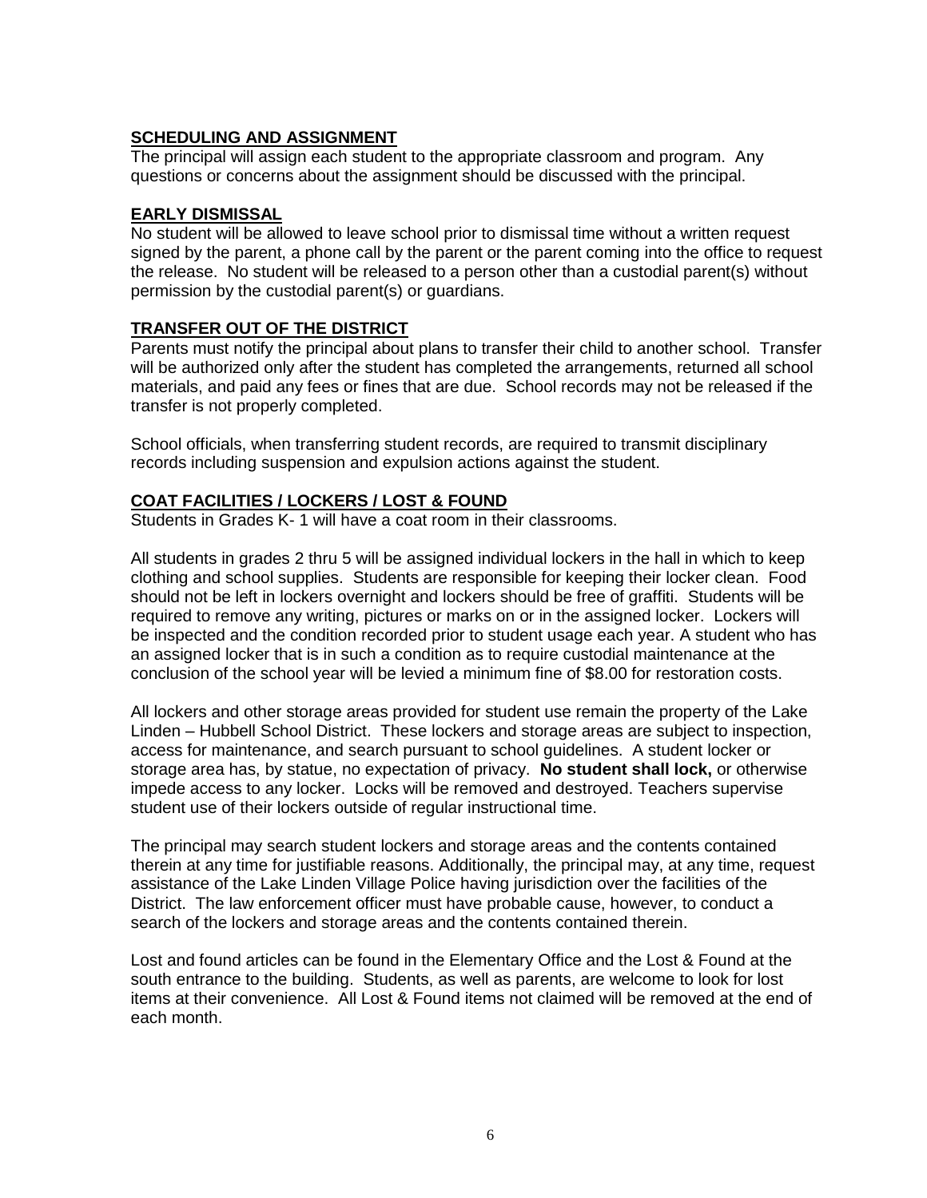## SCHEDULING AND ASSIGNMENT

The principal will assign each student to the appropriate classroom and program. Any questions or concerns about the assignment should be discussed with the principal.

## EARLY DISMISSAL

No student will be allowed to leave school prior to dismissal time without a written request signed by the parent, a phone call by the parent or the parent coming into the office to request the release. No student will be released to a person other than a custodial parent(s) without permission by the custodial parent(s) or guardians.

## TRANSFER OUT OF THE DISTRICT

Parents must notify the principal about plans to transfer their child to another school. Transfer will be authorized only after the student has completed the arrangements, returned all school materials, and paid any fees or fines that are due. School records may not be released if the transfer is not properly completed.

School officials, when transferring student records, are required to transmit disciplinary records including suspension and expulsion actions against the student.

## COAT FACILITIES / LOCKERS / LOST & FOUND

Students in Grades K- 1 will have a coat room in their classrooms.

All students in grades 2 thru 5 will be assigned individual lockers in the hall in which to keep clothing and school supplies. Students are responsible for keeping their locker clean. Food should not be left in lockers overnight and lockers should be free of graffiti. Students will be required to remove any writing, pictures or marks on or in the assigned locker. Lockers will be inspected and the condition recorded prior to student usage each year. A student who has an assigned locker that is in such a condition as to require custodial maintenance at the conclusion of the school year will be levied a minimum fine of $8.00 for restoration costs.

All lockers and other storage areas provided for student use remain the property of the Lake Linden – Hubbell School District. These lockers and storage areas are subject to inspection, access for maintenance, and search pursuant to school guidelines. A student locker or storage area has, by statue, no expectation of privacy. **No student shall lock,** or otherwise impede access to any locker. Locks will be removed and destroyed. Teachers supervise student use of their lockers outside of regular instructional time.

The principal may search student lockers and storage areas and the contents contained therein at any time for justifiable reasons. Additionally, the principal may, at any time, request assistance of the Lake Linden Village Police having jurisdiction over the facilities of the District. The law enforcement officer must have probable cause, however, to conduct a search of the lockers and storage areas and the contents contained therein.

Lost and found articles can be found in the Elementary Office and the Lost & Found at the south entrance to the building. Students, as well as parents, are welcome to look for lost items at their convenience. All Lost & Found items not claimed will be removed at the end of each month.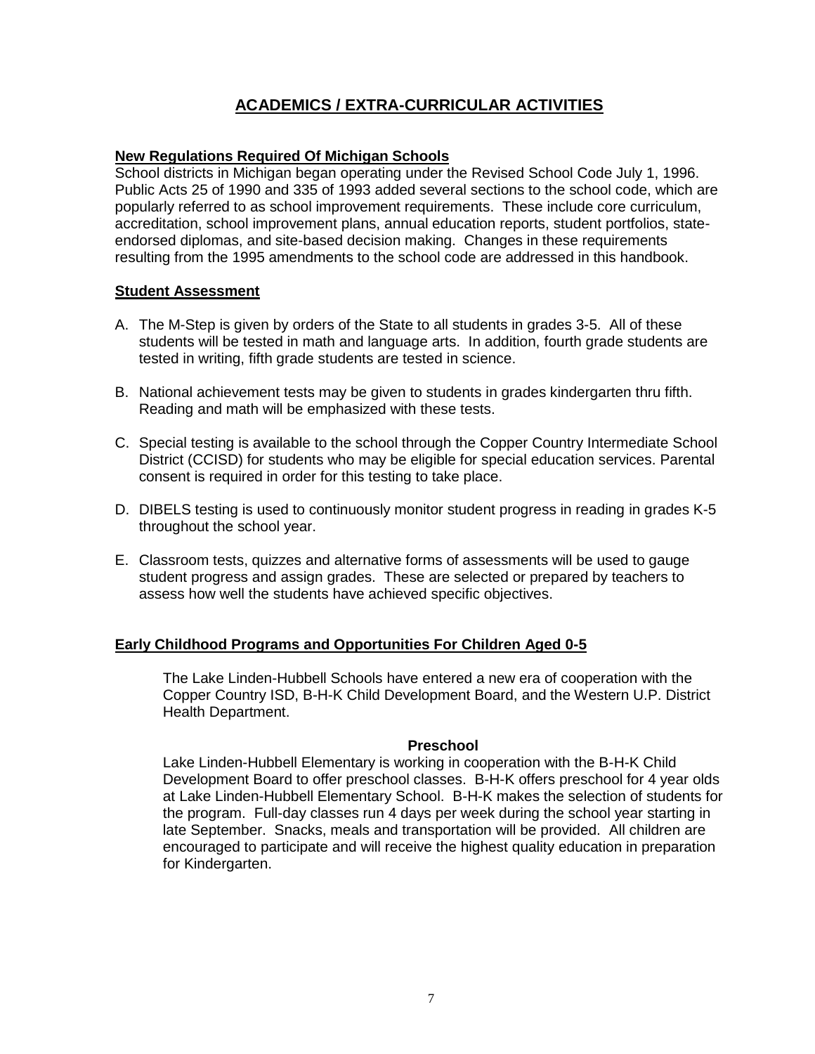# ACADEMICS / EXTRA-CURRICULAR ACTIVITIES

## New Regulations Required Of Michigan Schools

School districts in Michigan began operating under the Revised School Code July 1, 1996. Public Acts 25 of 1990 and 335 of 1993 added several sections to the school code, which are popularly referred to as school improvement requirements. These include core curriculum, accreditation, school improvement plans, annual education reports, student portfolios, state-endorsed diplomas, and site-based decision making. Changes in these requirements resulting from the 1995 amendments to the school code are addressed in this handbook.

## Student Assessment

A. The M-Step is given by orders of the State to all students in grades 3-5. All of these students will be tested in math and language arts. In addition, fourth grade students are tested in writing, fifth grade students are tested in science.

B. National achievement tests may be given to students in grades kindergarten thru fifth. Reading and math will be emphasized with these tests.

C. Special testing is available to the school through the Copper Country Intermediate School District (CCISD) for students who may be eligible for special education services. Parental consent is required in order for this testing to take place.

D. DIBELS testing is used to continuously monitor student progress in reading in grades K-5 throughout the school year.

E. Classroom tests, quizzes and alternative forms of assessments will be used to gauge student progress and assign grades. These are selected or prepared by teachers to assess how well the students have achieved specific objectives.

## Early Childhood Programs and Opportunities For Children Aged 0-5

The Lake Linden-Hubbell Schools have entered a new era of cooperation with the Copper Country ISD, B-H-K Child Development Board, and the Western U.P. District Health Department.

### Preschool

Lake Linden-Hubbell Elementary is working in cooperation with the B-H-K Child Development Board to offer preschool classes. B-H-K offers preschool for 4 year olds at Lake Linden-Hubbell Elementary School. B-H-K makes the selection of students for the program. Full-day classes run 4 days per week during the school year starting in late September. Snacks, meals and transportation will be provided. All children are encouraged to participate and will receive the highest quality education in preparation for Kindergarten.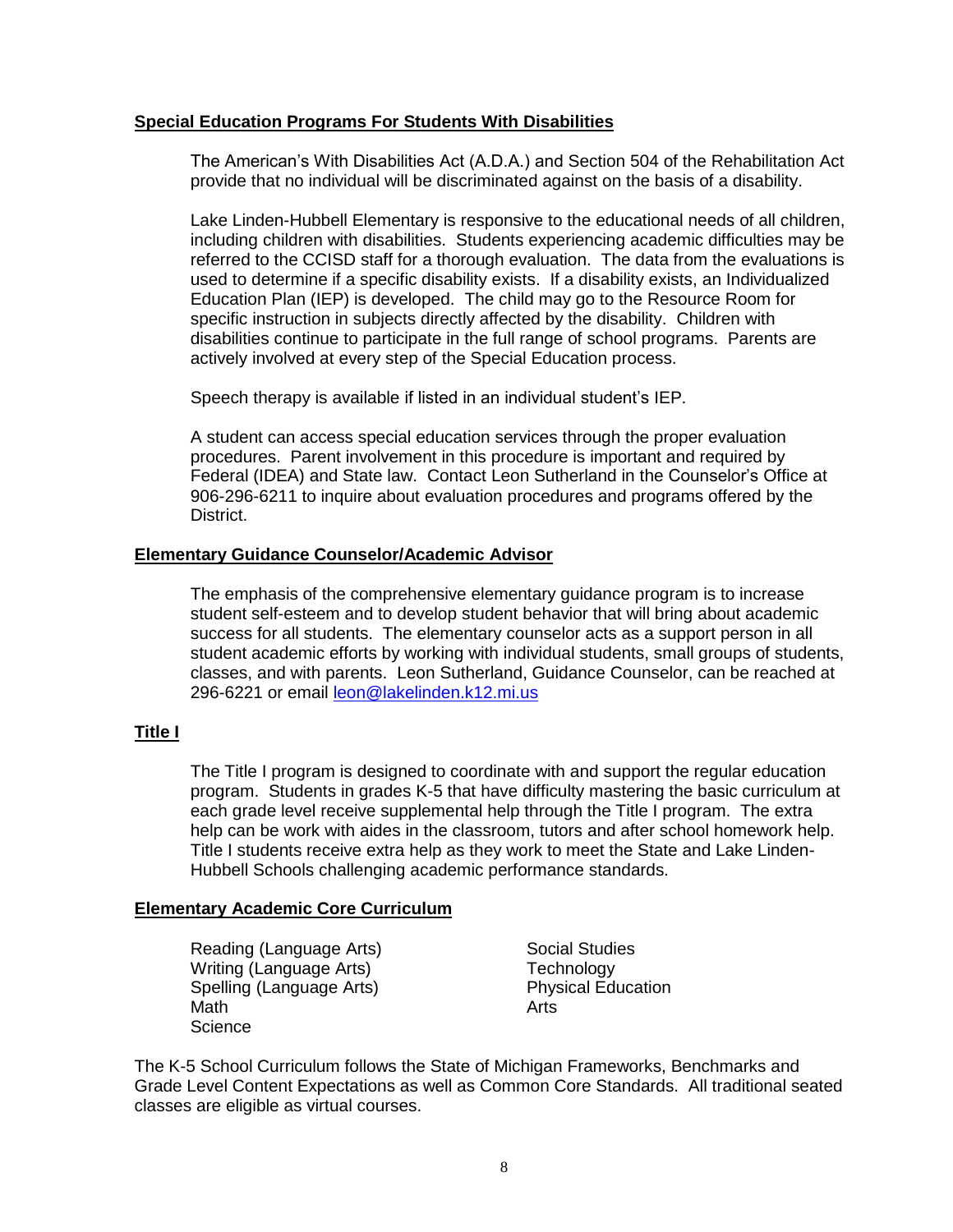## **Special Education Programs For Students With Disabilities**

The American's With Disabilities Act (A.D.A.) and Section 504 of the Rehabilitation Act provide that no individual will be discriminated against on the basis of a disability.

Lake Linden-Hubbell Elementary is responsive to the educational needs of all children, including children with disabilities. Students experiencing academic difficulties may be referred to the CCISD staff for a thorough evaluation. The data from the evaluations is used to determine if a specific disability exists. If a disability exists, an Individualized Education Plan (IEP) is developed. The child may go to the Resource Room for specific instruction in subjects directly affected by the disability. Children with disabilities continue to participate in the full range of school programs. Parents are actively involved at every step of the Special Education process.

Speech therapy is available if listed in an individual student's IEP.

A student can access special education services through the proper evaluation procedures. Parent involvement in this procedure is important and required by Federal (IDEA) and State law. Contact Leon Sutherland in the Counselor's Office at 906-296-6211 to inquire about evaluation procedures and programs offered by the District.

## **Elementary Guidance Counselor/Academic Advisor**

The emphasis of the comprehensive elementary guidance program is to increase student self-esteem and to develop student behavior that will bring about academic success for all students. The elementary counselor acts as a support person in all student academic efforts by working with individual students, small groups of students, classes, and with parents. Leon Sutherland, Guidance Counselor, can be reached at 296-6221 or email [leon@lakelinden.k12.mi.us](mailto:leon@lakelinden.k12.mi.us)

## **Title I**

The Title I program is designed to coordinate with and support the regular education program. Students in grades K-5 that have difficulty mastering the basic curriculum at each grade level receive supplemental help through the Title I program. The extra help can be work with aides in the classroom, tutors and after school homework help. Title I students receive extra help as they work to meet the State and Lake Linden-Hubbell Schools challenging academic performance standards.

## **Elementary Academic Core Curriculum**

- Reading (Language Arts)
- Writing (Language Arts)
- Spelling (Language Arts)
- Math
- Science
- Social Studies
- Technology
- Physical Education
- Arts

The K-5 School Curriculum follows the State of Michigan Frameworks, Benchmarks and Grade Level Content Expectations as well as Common Core Standards. All traditional seated classes are eligible as virtual courses.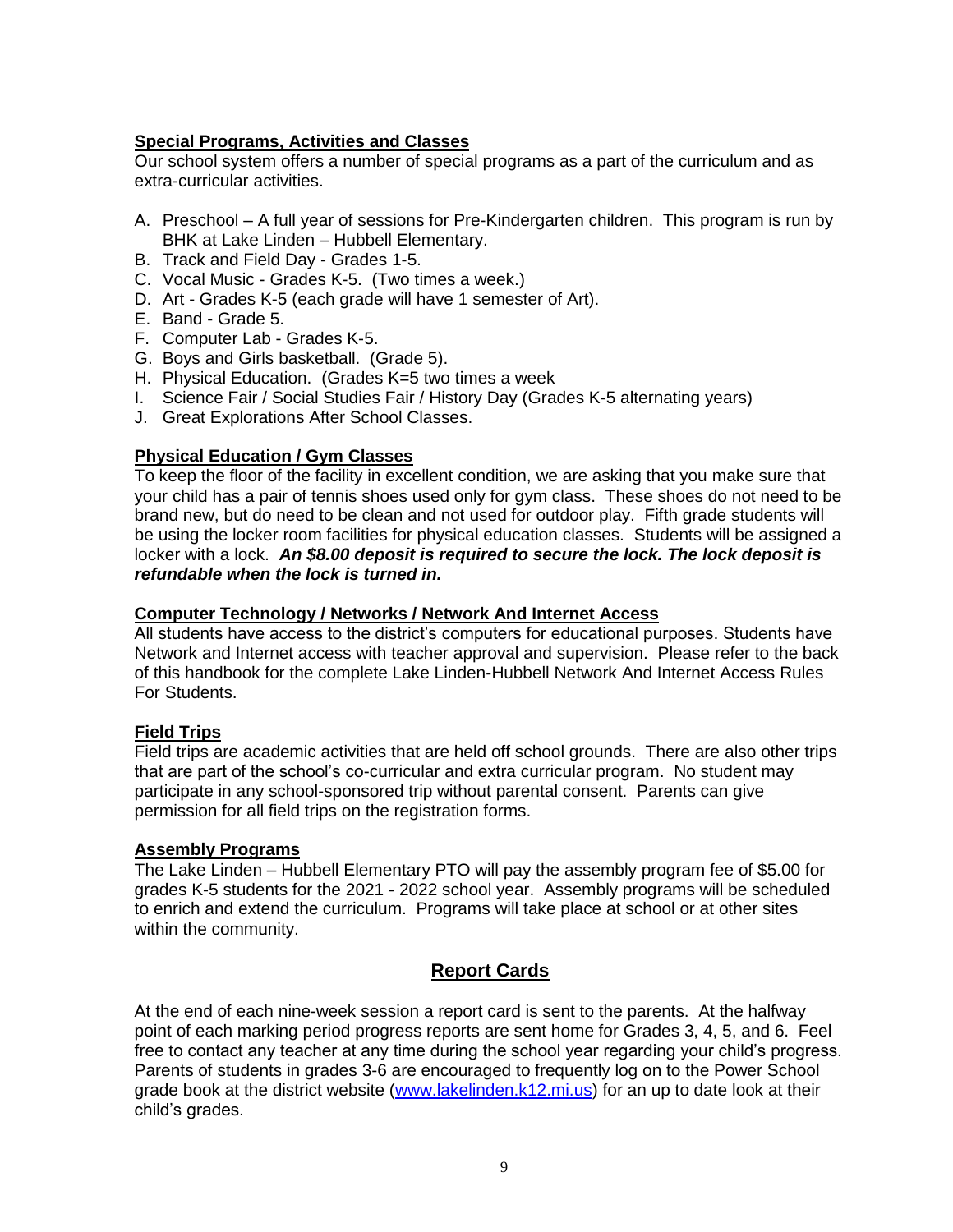## Special Programs, Activities and Classes

Our school system offers a number of special programs as a part of the curriculum and as extra-curricular activities.

A. Preschool – A full year of sessions for Pre-Kindergarten children. This program is run by BHK at Lake Linden – Hubbell Elementary.
B. Track and Field Day - Grades 1-5.
C. Vocal Music - Grades K-5. (Two times a week.)
D. Art - Grades K-5 (each grade will have 1 semester of Art).
E. Band - Grade 5.
F. Computer Lab - Grades K-5.
G. Boys and Girls basketball. (Grade 5).
H. Physical Education. (Grades K=5 two times a week
I. Science Fair / Social Studies Fair / History Day (Grades K-5 alternating years)
J. Great Explorations After School Classes.

## Physical Education / Gym Classes

To keep the floor of the facility in excellent condition, we are asking that you make sure that your child has a pair of tennis shoes used only for gym class. These shoes do not need to be brand new, but do need to be clean and not used for outdoor play. Fifth grade students will be using the locker room facilities for physical education classes. Students will be assigned a locker with a lock. ***An $8.00 deposit is required to secure the lock. The lock deposit is refundable when the lock is turned in.***

## Computer Technology / Networks / Network And Internet Access

All students have access to the district's computers for educational purposes. Students have Network and Internet access with teacher approval and supervision. Please refer to the back of this handbook for the complete Lake Linden-Hubbell Network And Internet Access Rules For Students.

## Field Trips

Field trips are academic activities that are held off school grounds. There are also other trips that are part of the school's co-curricular and extra curricular program. No student may participate in any school-sponsored trip without parental consent. Parents can give permission for all field trips on the registration forms.

## Assembly Programs

The Lake Linden – Hubbell Elementary PTO will pay the assembly program fee of $5.00 for grades K-5 students for the 2021 - 2022 school year. Assembly programs will be scheduled to enrich and extend the curriculum. Programs will take place at school or at other sites within the community.

# Report Cards

At the end of each nine-week session a report card is sent to the parents. At the halfway point of each marking period progress reports are sent home for Grades 3, 4, 5, and 6. Feel free to contact any teacher at any time during the school year regarding your child's progress. Parents of students in grades 3-6 are encouraged to frequently log on to the Power School grade book at the district website (www.lakelinden.k12.mi.us) for an up to date look at their child's grades.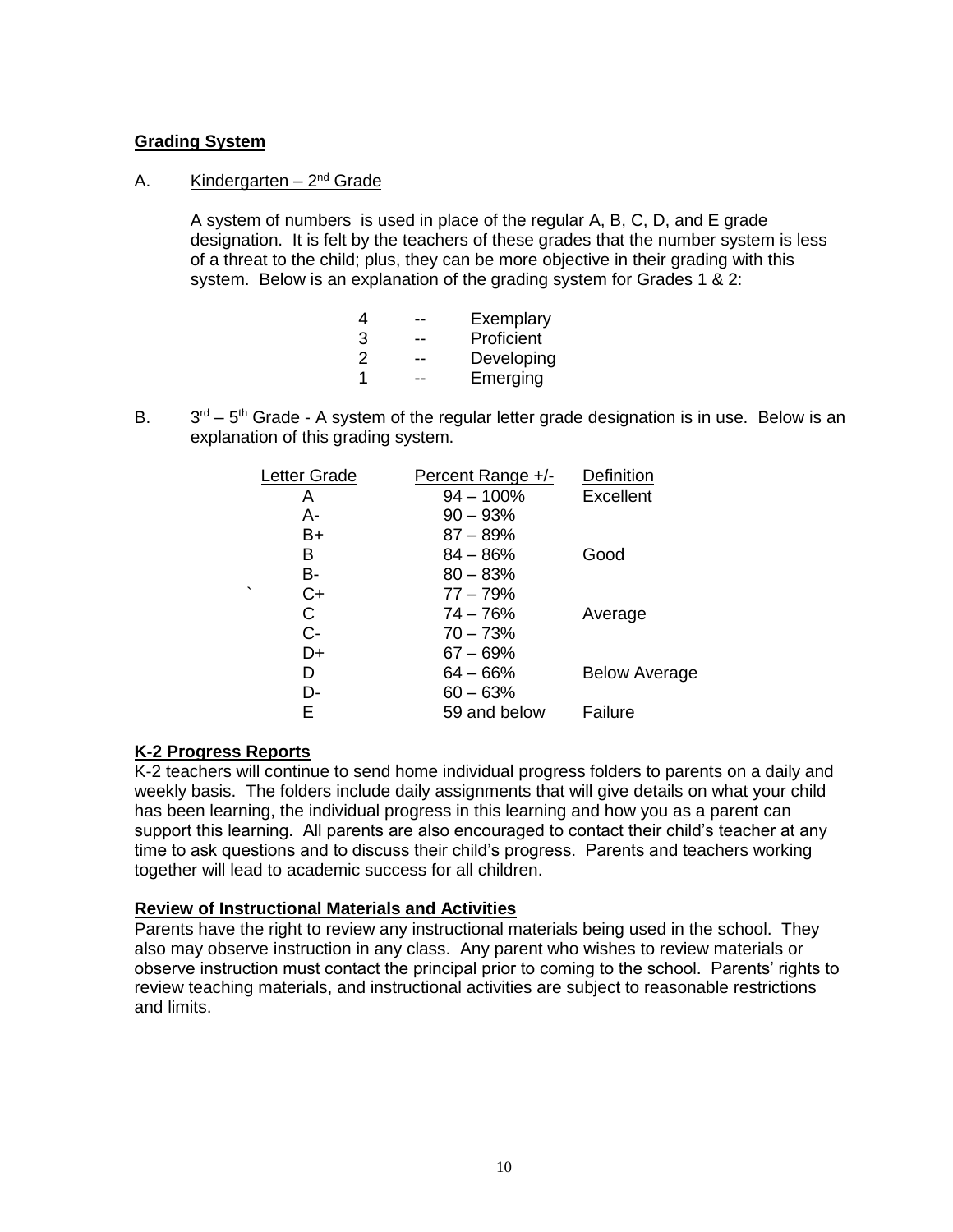## Grading System

A. Kindergarten – 2nd Grade

A system of numbers is used in place of the regular A, B, C, D, and E grade designation. It is felt by the teachers of these grades that the number system is less of a threat to the child; plus, they can be more objective in their grading with this system. Below is an explanation of the grading system for Grades 1 & 2:

| | | |
|---|---|---|
| 4 | -- | Exemplary |
| 3 | -- | Proficient |
| 2 | -- | Developing |
| 1 | -- | Emerging |

B. 3rd – 5th Grade - A system of the regular letter grade designation is in use. Below is an explanation of this grading system.

| Letter Grade | Percent Range +/- | Definition |
|---|---|---|
| A | 94 – 100% | Excellent |
| A- | 90 – 93% | |
| B+ | 87 – 89% | |
| B | 84 – 86% | Good |
| B- | 80 – 83% | |
| C+ | 77 – 79% | |
| C | 74 – 76% | Average |
| C- | 70 – 73% | |
| D+ | 67 – 69% | |
| D | 64 – 66% | Below Average |
| D- | 60 – 63% | |
| E | 59 and below | Failure |

## K-2 Progress Reports

K-2 teachers will continue to send home individual progress folders to parents on a daily and weekly basis. The folders include daily assignments that will give details on what your child has been learning, the individual progress in this learning and how you as a parent can support this learning. All parents are also encouraged to contact their child's teacher at any time to ask questions and to discuss their child's progress. Parents and teachers working together will lead to academic success for all children.

## Review of Instructional Materials and Activities

Parents have the right to review any instructional materials being used in the school. They also may observe instruction in any class. Any parent who wishes to review materials or observe instruction must contact the principal prior to coming to the school. Parents' rights to review teaching materials, and instructional activities are subject to reasonable restrictions and limits.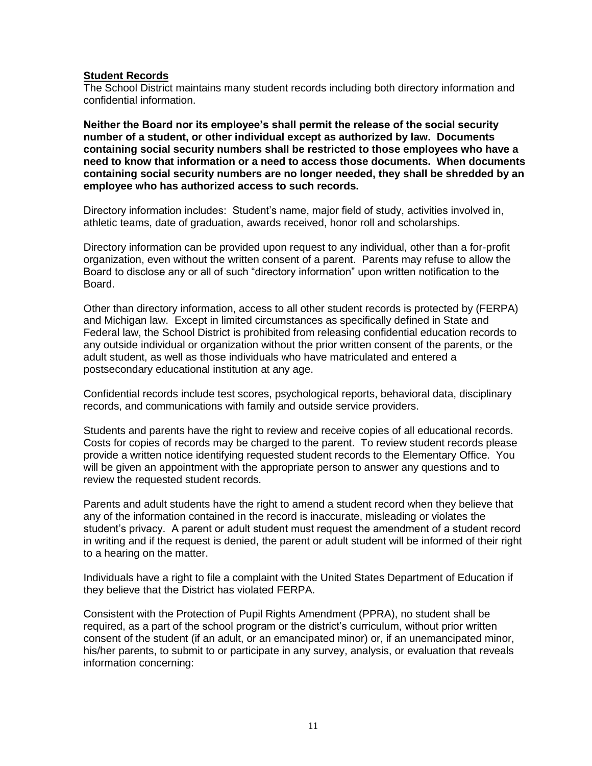**Student Records**

The School District maintains many student records including both directory information and confidential information.

**Neither the Board nor its employee's shall permit the release of the social security number of a student, or other individual except as authorized by law. Documents containing social security numbers shall be restricted to those employees who have a need to know that information or a need to access those documents. When documents containing social security numbers are no longer needed, they shall be shredded by an employee who has authorized access to such records.**

Directory information includes: Student's name, major field of study, activities involved in, athletic teams, date of graduation, awards received, honor roll and scholarships.

Directory information can be provided upon request to any individual, other than a for-profit organization, even without the written consent of a parent. Parents may refuse to allow the Board to disclose any or all of such "directory information" upon written notification to the Board.

Other than directory information, access to all other student records is protected by (FERPA) and Michigan law. Except in limited circumstances as specifically defined in State and Federal law, the School District is prohibited from releasing confidential education records to any outside individual or organization without the prior written consent of the parents, or the adult student, as well as those individuals who have matriculated and entered a postsecondary educational institution at any age.

Confidential records include test scores, psychological reports, behavioral data, disciplinary records, and communications with family and outside service providers.

Students and parents have the right to review and receive copies of all educational records. Costs for copies of records may be charged to the parent. To review student records please provide a written notice identifying requested student records to the Elementary Office. You will be given an appointment with the appropriate person to answer any questions and to review the requested student records.

Parents and adult students have the right to amend a student record when they believe that any of the information contained in the record is inaccurate, misleading or violates the student's privacy. A parent or adult student must request the amendment of a student record in writing and if the request is denied, the parent or adult student will be informed of their right to a hearing on the matter.

Individuals have a right to file a complaint with the United States Department of Education if they believe that the District has violated FERPA.

Consistent with the Protection of Pupil Rights Amendment (PPRA), no student shall be required, as a part of the school program or the district's curriculum, without prior written consent of the student (if an adult, or an emancipated minor) or, if an unemancipated minor, his/her parents, to submit to or participate in any survey, analysis, or evaluation that reveals information concerning: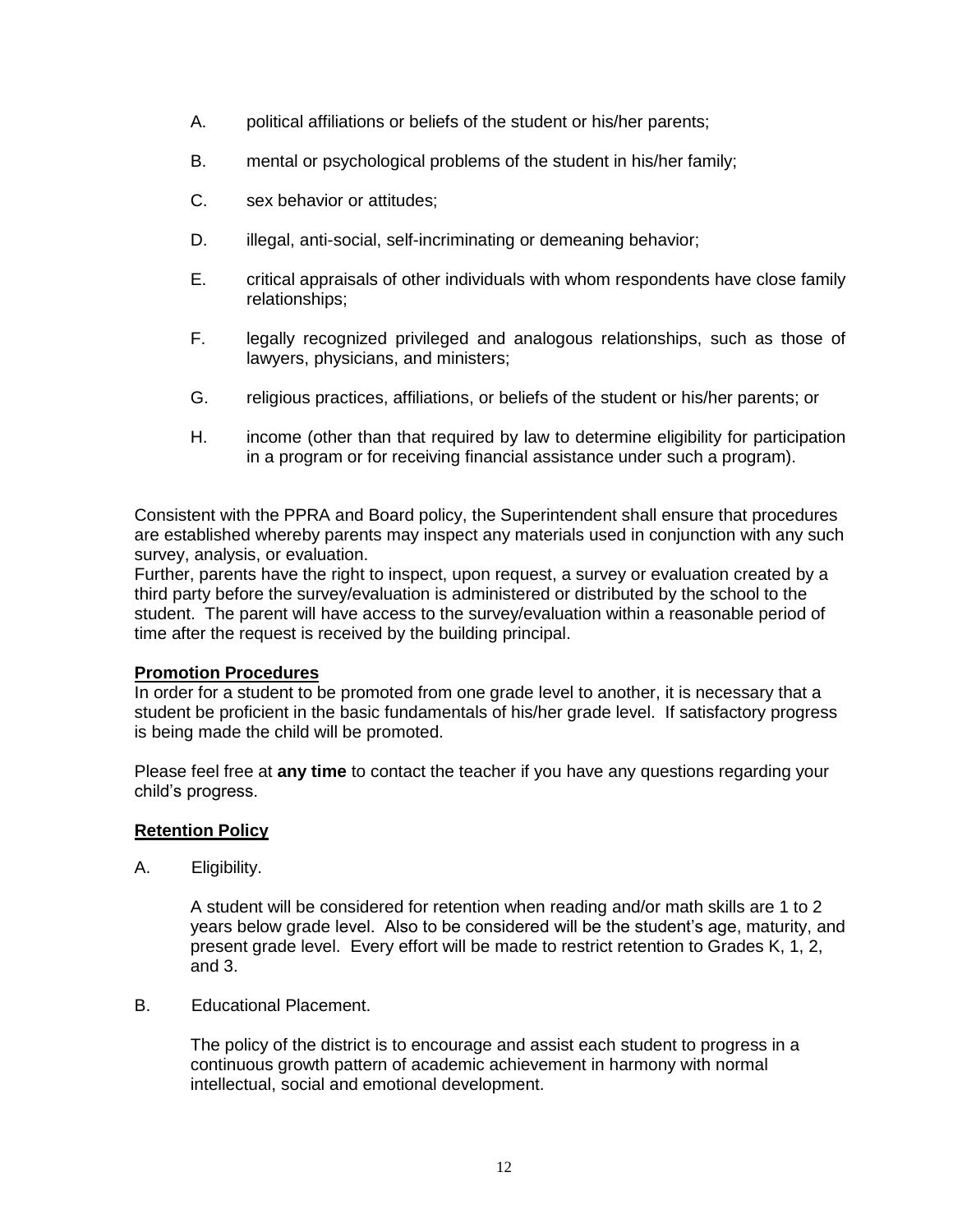A. political affiliations or beliefs of the student or his/her parents;

B. mental or psychological problems of the student in his/her family;

C. sex behavior or attitudes;

D. illegal, anti-social, self-incriminating or demeaning behavior;

E. critical appraisals of other individuals with whom respondents have close family relationships;

F. legally recognized privileged and analogous relationships, such as those of lawyers, physicians, and ministers;

G. religious practices, affiliations, or beliefs of the student or his/her parents; or

H. income (other than that required by law to determine eligibility for participation in a program or for receiving financial assistance under such a program).

Consistent with the PPRA and Board policy, the Superintendent shall ensure that procedures are established whereby parents may inspect any materials used in conjunction with any such survey, analysis, or evaluation.
Further, parents have the right to inspect, upon request, a survey or evaluation created by a third party before the survey/evaluation is administered or distributed by the school to the student. The parent will have access to the survey/evaluation within a reasonable period of time after the request is received by the building principal.

**Promotion Procedures**
In order for a student to be promoted from one grade level to another, it is necessary that a student be proficient in the basic fundamentals of his/her grade level. If satisfactory progress is being made the child will be promoted.

Please feel free at **any time** to contact the teacher if you have any questions regarding your child's progress.

**Retention Policy**

A. Eligibility.

A student will be considered for retention when reading and/or math skills are 1 to 2 years below grade level. Also to be considered will be the student's age, maturity, and present grade level. Every effort will be made to restrict retention to Grades K, 1, 2, and 3.

B. Educational Placement.

The policy of the district is to encourage and assist each student to progress in a continuous growth pattern of academic achievement in harmony with normal intellectual, social and emotional development.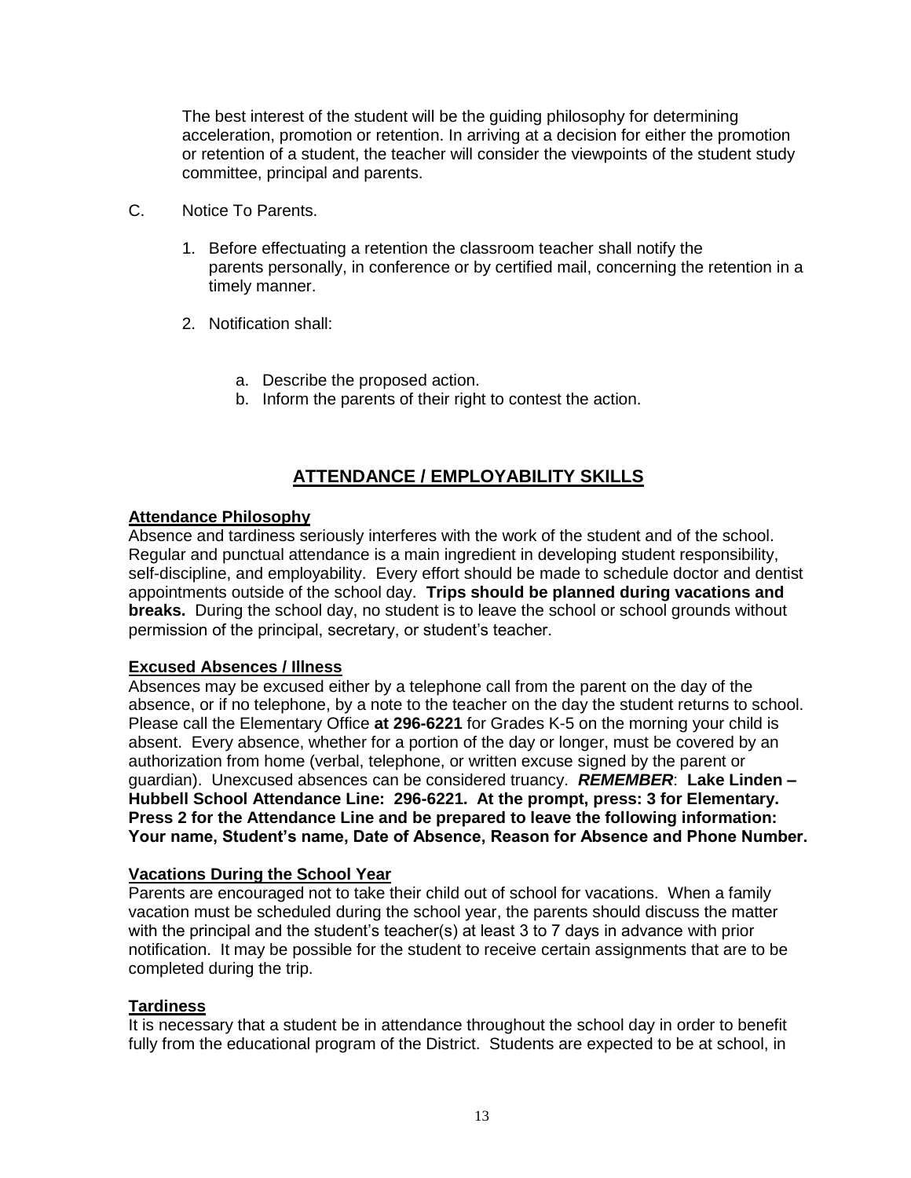The best interest of the student will be the guiding philosophy for determining acceleration, promotion or retention. In arriving at a decision for either the promotion or retention of a student, the teacher will consider the viewpoints of the student study committee, principal and parents.

C. Notice To Parents.

1. Before effectuating a retention the classroom teacher shall notify the parents personally, in conference or by certified mail, concerning the retention in a timely manner.

2. Notification shall:

    a. Describe the proposed action.
    b. Inform the parents of their right to contest the action.

## ATTENDANCE / EMPLOYABILITY SKILLS

### Attendance Philosophy

Absence and tardiness seriously interferes with the work of the student and of the school. Regular and punctual attendance is a main ingredient in developing student responsibility, self-discipline, and employability. Every effort should be made to schedule doctor and dentist appointments outside of the school day. **Trips should be planned during vacations and breaks.** During the school day, no student is to leave the school or school grounds without permission of the principal, secretary, or student's teacher.

### Excused Absences / Illness

Absences may be excused either by a telephone call from the parent on the day of the absence, or if no telephone, by a note to the teacher on the day the student returns to school. Please call the Elementary Office **at 296-6221** for Grades K-5 on the morning your child is absent. Every absence, whether for a portion of the day or longer, must be covered by an authorization from home (verbal, telephone, or written excuse signed by the parent or guardian). Unexcused absences can be considered truancy. ***REMEMBER***: **Lake Linden – Hubbell School Attendance Line: 296-6221. At the prompt, press: 3 for Elementary. Press 2 for the Attendance Line and be prepared to leave the following information: Your name, Student's name, Date of Absence, Reason for Absence and Phone Number.**

### Vacations During the School Year

Parents are encouraged not to take their child out of school for vacations. When a family vacation must be scheduled during the school year, the parents should discuss the matter with the principal and the student's teacher(s) at least 3 to 7 days in advance with prior notification. It may be possible for the student to receive certain assignments that are to be completed during the trip.

### Tardiness

It is necessary that a student be in attendance throughout the school day in order to benefit fully from the educational program of the District. Students are expected to be at school, in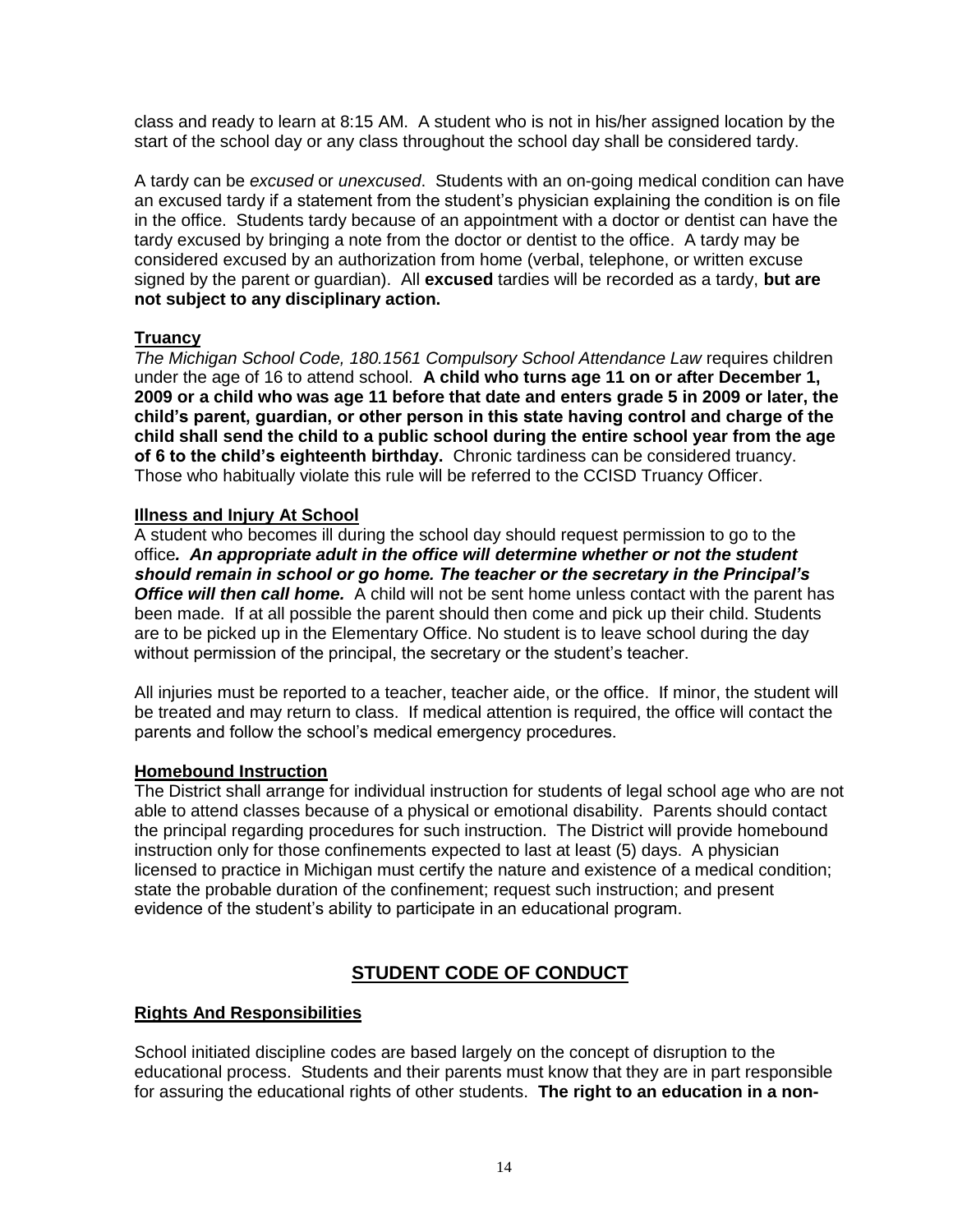class and ready to learn at 8:15 AM. A student who is not in his/her assigned location by the start of the school day or any class throughout the school day shall be considered tardy.

A tardy can be *excused* or *unexcused*. Students with an on-going medical condition can have an excused tardy if a statement from the student's physician explaining the condition is on file in the office. Students tardy because of an appointment with a doctor or dentist can have the tardy excused by bringing a note from the doctor or dentist to the office. A tardy may be considered excused by an authorization from home (verbal, telephone, or written excuse signed by the parent or guardian). All **excused** tardies will be recorded as a tardy, **but are not subject to any disciplinary action.**

**Truancy**

*The Michigan School Code, 180.1561 Compulsory School Attendance Law* requires children under the age of 16 to attend school. **A child who turns age 11 on or after December 1, 2009 or a child who was age 11 before that date and enters grade 5 in 2009 or later, the child's parent, guardian, or other person in this state having control and charge of the child shall send the child to a public school during the entire school year from the age of 6 to the child's eighteenth birthday.** Chronic tardiness can be considered truancy. Those who habitually violate this rule will be referred to the CCISD Truancy Officer.

**Illness and Injury At School**

A student who becomes ill during the school day should request permission to go to the office***. An appropriate adult in the office will determine whether or not the student should remain in school or go home. The teacher or the secretary in the Principal's Office will then call home.*** A child will not be sent home unless contact with the parent has been made. If at all possible the parent should then come and pick up their child. Students are to be picked up in the Elementary Office. No student is to leave school during the day without permission of the principal, the secretary or the student's teacher.

All injuries must be reported to a teacher, teacher aide, or the office. If minor, the student will be treated and may return to class. If medical attention is required, the office will contact the parents and follow the school's medical emergency procedures.

**Homebound Instruction**

The District shall arrange for individual instruction for students of legal school age who are not able to attend classes because of a physical or emotional disability. Parents should contact the principal regarding procedures for such instruction. The District will provide homebound instruction only for those confinements expected to last at least (5) days. A physician licensed to practice in Michigan must certify the nature and existence of a medical condition; state the probable duration of the confinement; request such instruction; and present evidence of the student's ability to participate in an educational program.

## STUDENT CODE OF CONDUCT

**Rights And Responsibilities**

School initiated discipline codes are based largely on the concept of disruption to the educational process. Students and their parents must know that they are in part responsible for assuring the educational rights of other students. **The right to an education in a non-**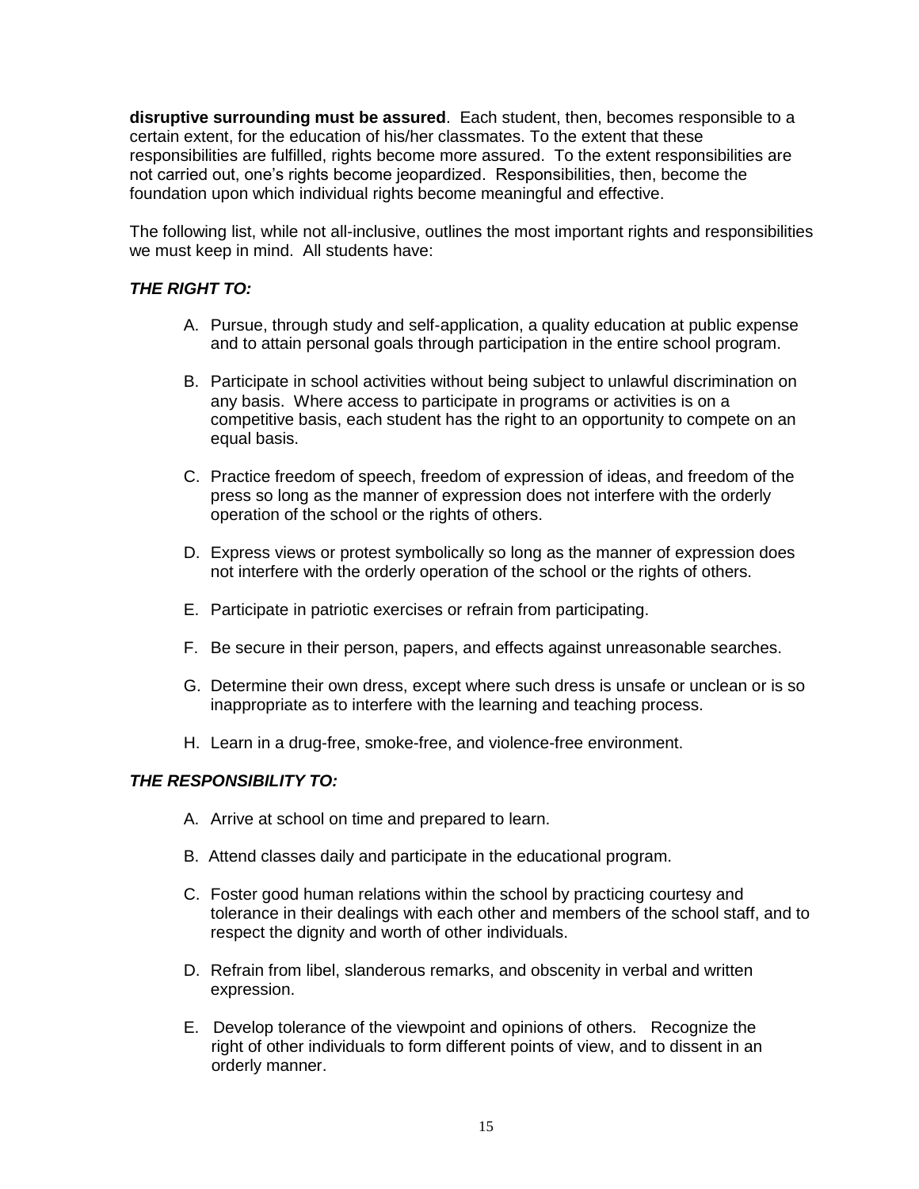**disruptive surrounding must be assured**. Each student, then, becomes responsible to a certain extent, for the education of his/her classmates. To the extent that these responsibilities are fulfilled, rights become more assured. To the extent responsibilities are not carried out, one's rights become jeopardized. Responsibilities, then, become the foundation upon which individual rights become meaningful and effective.

The following list, while not all-inclusive, outlines the most important rights and responsibilities we must keep in mind. All students have:

***THE RIGHT TO:***

A. Pursue, through study and self-application, a quality education at public expense and to attain personal goals through participation in the entire school program.

B. Participate in school activities without being subject to unlawful discrimination on any basis. Where access to participate in programs or activities is on a competitive basis, each student has the right to an opportunity to compete on an equal basis.

C. Practice freedom of speech, freedom of expression of ideas, and freedom of the press so long as the manner of expression does not interfere with the orderly operation of the school or the rights of others.

D. Express views or protest symbolically so long as the manner of expression does not interfere with the orderly operation of the school or the rights of others.

E. Participate in patriotic exercises or refrain from participating.

F. Be secure in their person, papers, and effects against unreasonable searches.

G. Determine their own dress, except where such dress is unsafe or unclean or is so inappropriate as to interfere with the learning and teaching process.

H. Learn in a drug-free, smoke-free, and violence-free environment.

***THE RESPONSIBILITY TO:***

A. Arrive at school on time and prepared to learn.

B. Attend classes daily and participate in the educational program.

C. Foster good human relations within the school by practicing courtesy and tolerance in their dealings with each other and members of the school staff, and to respect the dignity and worth of other individuals.

D. Refrain from libel, slanderous remarks, and obscenity in verbal and written expression.

E. Develop tolerance of the viewpoint and opinions of others. Recognize the right of other individuals to form different points of view, and to dissent in an orderly manner.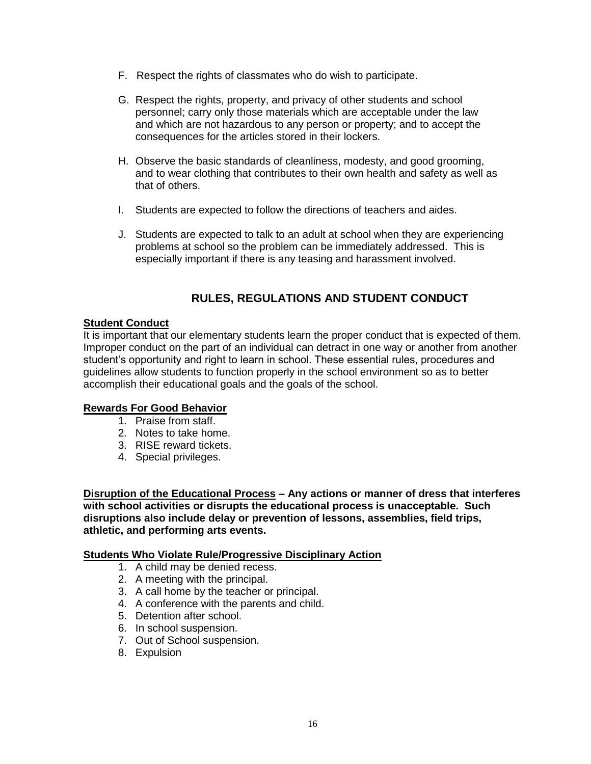F. Respect the rights of classmates who do wish to participate.

G. Respect the rights, property, and privacy of other students and school personnel; carry only those materials which are acceptable under the law and which are not hazardous to any person or property; and to accept the consequences for the articles stored in their lockers.

H. Observe the basic standards of cleanliness, modesty, and good grooming, and to wear clothing that contributes to their own health and safety as well as that of others.

I. Students are expected to follow the directions of teachers and aides.

J. Students are expected to talk to an adult at school when they are experiencing problems at school so the problem can be immediately addressed. This is especially important if there is any teasing and harassment involved.

## RULES, REGULATIONS AND STUDENT CONDUCT

**Student Conduct**

It is important that our elementary students learn the proper conduct that is expected of them. Improper conduct on the part of an individual can detract in one way or another from another student's opportunity and right to learn in school. These essential rules, procedures and guidelines allow students to function properly in the school environment so as to better accomplish their educational goals and the goals of the school.

**Rewards For Good Behavior**

1. Praise from staff.
2. Notes to take home.
3. RISE reward tickets.
4. Special privileges.

**Disruption of the Educational Process – Any actions or manner of dress that interferes with school activities or disrupts the educational process is unacceptable. Such disruptions also include delay or prevention of lessons, assemblies, field trips, athletic, and performing arts events.**

**Students Who Violate Rule/Progressive Disciplinary Action**

1. A child may be denied recess.
2. A meeting with the principal.
3. A call home by the teacher or principal.
4. A conference with the parents and child.
5. Detention after school.
6. In school suspension.
7. Out of School suspension.
8. Expulsion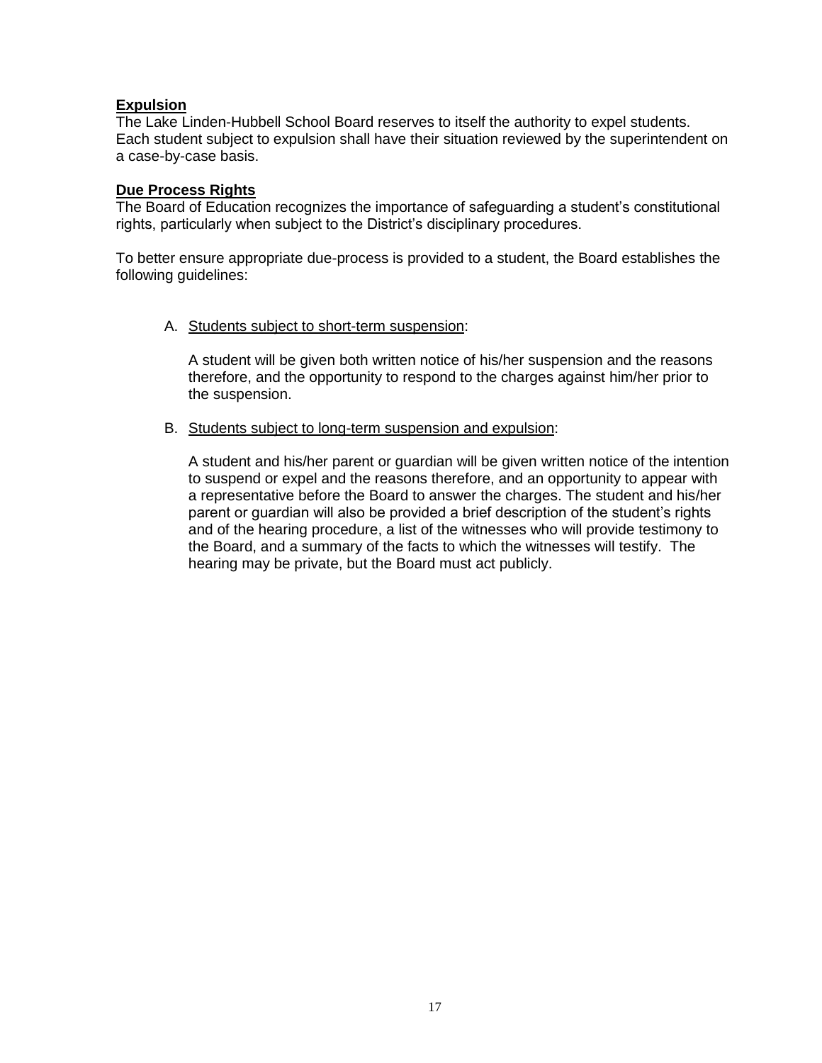**Expulsion**

The Lake Linden-Hubbell School Board reserves to itself the authority to expel students. Each student subject to expulsion shall have their situation reviewed by the superintendent on a case-by-case basis.

**Due Process Rights**

The Board of Education recognizes the importance of safeguarding a student's constitutional rights, particularly when subject to the District's disciplinary procedures.

To better ensure appropriate due-process is provided to a student, the Board establishes the following guidelines:

A. Students subject to short-term suspension:

   A student will be given both written notice of his/her suspension and the reasons therefore, and the opportunity to respond to the charges against him/her prior to the suspension.

B. Students subject to long-term suspension and expulsion:

   A student and his/her parent or guardian will be given written notice of the intention to suspend or expel and the reasons therefore, and an opportunity to appear with a representative before the Board to answer the charges. The student and his/her parent or guardian will also be provided a brief description of the student's rights and of the hearing procedure, a list of the witnesses who will provide testimony to the Board, and a summary of the facts to which the witnesses will testify. The hearing may be private, but the Board must act publicly.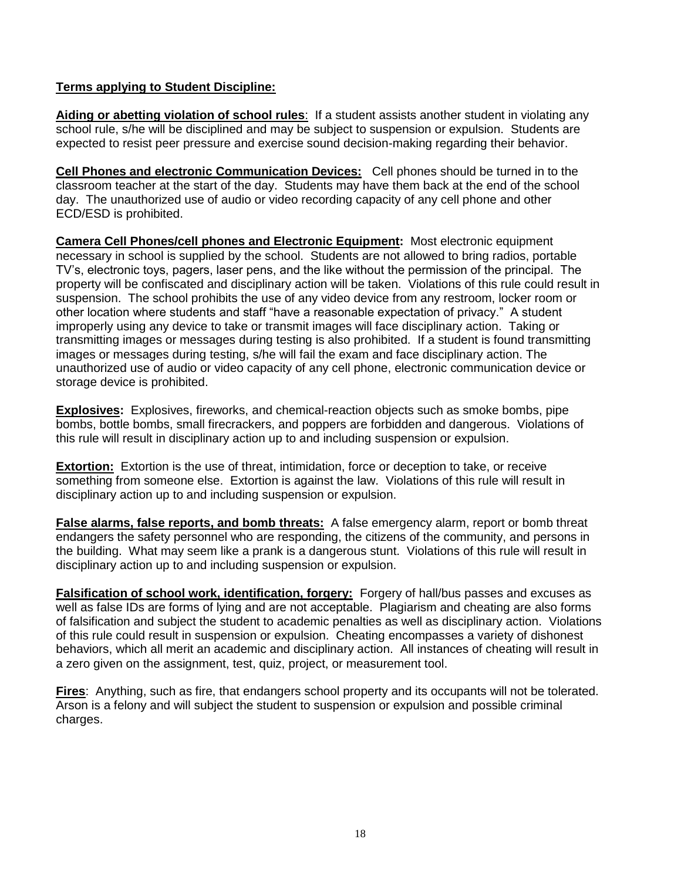**Terms applying to Student Discipline:**

**Aiding or abetting violation of school rules**: If a student assists another student in violating any school rule, s/he will be disciplined and may be subject to suspension or expulsion. Students are expected to resist peer pressure and exercise sound decision-making regarding their behavior.

**Cell Phones and electronic Communication Devices:** Cell phones should be turned in to the classroom teacher at the start of the day. Students may have them back at the end of the school day. The unauthorized use of audio or video recording capacity of any cell phone and other ECD/ESD is prohibited.

**Camera Cell Phones/cell phones and Electronic Equipment:** Most electronic equipment necessary in school is supplied by the school. Students are not allowed to bring radios, portable TV's, electronic toys, pagers, laser pens, and the like without the permission of the principal. The property will be confiscated and disciplinary action will be taken. Violations of this rule could result in suspension. The school prohibits the use of any video device from any restroom, locker room or other location where students and staff "have a reasonable expectation of privacy." A student improperly using any device to take or transmit images will face disciplinary action. Taking or transmitting images or messages during testing is also prohibited. If a student is found transmitting images or messages during testing, s/he will fail the exam and face disciplinary action. The unauthorized use of audio or video capacity of any cell phone, electronic communication device or storage device is prohibited.

**Explosives:** Explosives, fireworks, and chemical-reaction objects such as smoke bombs, pipe bombs, bottle bombs, small firecrackers, and poppers are forbidden and dangerous. Violations of this rule will result in disciplinary action up to and including suspension or expulsion.

**Extortion:** Extortion is the use of threat, intimidation, force or deception to take, or receive something from someone else. Extortion is against the law. Violations of this rule will result in disciplinary action up to and including suspension or expulsion.

**False alarms, false reports, and bomb threats:** A false emergency alarm, report or bomb threat endangers the safety personnel who are responding, the citizens of the community, and persons in the building. What may seem like a prank is a dangerous stunt. Violations of this rule will result in disciplinary action up to and including suspension or expulsion.

**Falsification of school work, identification, forgery:** Forgery of hall/bus passes and excuses as well as false IDs are forms of lying and are not acceptable. Plagiarism and cheating are also forms of falsification and subject the student to academic penalties as well as disciplinary action. Violations of this rule could result in suspension or expulsion. Cheating encompasses a variety of dishonest behaviors, which all merit an academic and disciplinary action. All instances of cheating will result in a zero given on the assignment, test, quiz, project, or measurement tool.

**Fires**: Anything, such as fire, that endangers school property and its occupants will not be tolerated. Arson is a felony and will subject the student to suspension or expulsion and possible criminal charges.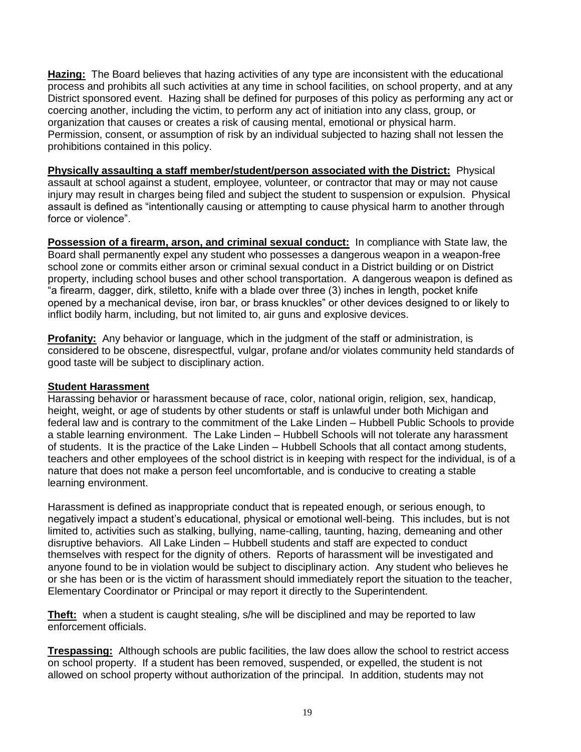**Hazing:** The Board believes that hazing activities of any type are inconsistent with the educational process and prohibits all such activities at any time in school facilities, on school property, and at any District sponsored event. Hazing shall be defined for purposes of this policy as performing any act or coercing another, including the victim, to perform any act of initiation into any class, group, or organization that causes or creates a risk of causing mental, emotional or physical harm. Permission, consent, or assumption of risk by an individual subjected to hazing shall not lessen the prohibitions contained in this policy.

**Physically assaulting a staff member/student/person associated with the District:** Physical assault at school against a student, employee, volunteer, or contractor that may or may not cause injury may result in charges being filed and subject the student to suspension or expulsion. Physical assault is defined as "intentionally causing or attempting to cause physical harm to another through force or violence".

**Possession of a firearm, arson, and criminal sexual conduct:** In compliance with State law, the Board shall permanently expel any student who possesses a dangerous weapon in a weapon-free school zone or commits either arson or criminal sexual conduct in a District building or on District property, including school buses and other school transportation. A dangerous weapon is defined as "a firearm, dagger, dirk, stiletto, knife with a blade over three (3) inches in length, pocket knife opened by a mechanical devise, iron bar, or brass knuckles" or other devices designed to or likely to inflict bodily harm, including, but not limited to, air guns and explosive devices.

**Profanity:** Any behavior or language, which in the judgment of the staff or administration, is considered to be obscene, disrespectful, vulgar, profane and/or violates community held standards of good taste will be subject to disciplinary action.

**Student Harassment**

Harassing behavior or harassment because of race, color, national origin, religion, sex, handicap, height, weight, or age of students by other students or staff is unlawful under both Michigan and federal law and is contrary to the commitment of the Lake Linden – Hubbell Public Schools to provide a stable learning environment. The Lake Linden – Hubbell Schools will not tolerate any harassment of students. It is the practice of the Lake Linden – Hubbell Schools that all contact among students, teachers and other employees of the school district is in keeping with respect for the individual, is of a nature that does not make a person feel uncomfortable, and is conducive to creating a stable learning environment.

Harassment is defined as inappropriate conduct that is repeated enough, or serious enough, to negatively impact a student's educational, physical or emotional well-being. This includes, but is not limited to, activities such as stalking, bullying, name-calling, taunting, hazing, demeaning and other disruptive behaviors. All Lake Linden – Hubbell students and staff are expected to conduct themselves with respect for the dignity of others. Reports of harassment will be investigated and anyone found to be in violation would be subject to disciplinary action. Any student who believes he or she has been or is the victim of harassment should immediately report the situation to the teacher, Elementary Coordinator or Principal or may report it directly to the Superintendent.

**Theft:** when a student is caught stealing, s/he will be disciplined and may be reported to law enforcement officials.

**Trespassing:** Although schools are public facilities, the law does allow the school to restrict access on school property. If a student has been removed, suspended, or expelled, the student is not allowed on school property without authorization of the principal. In addition, students may not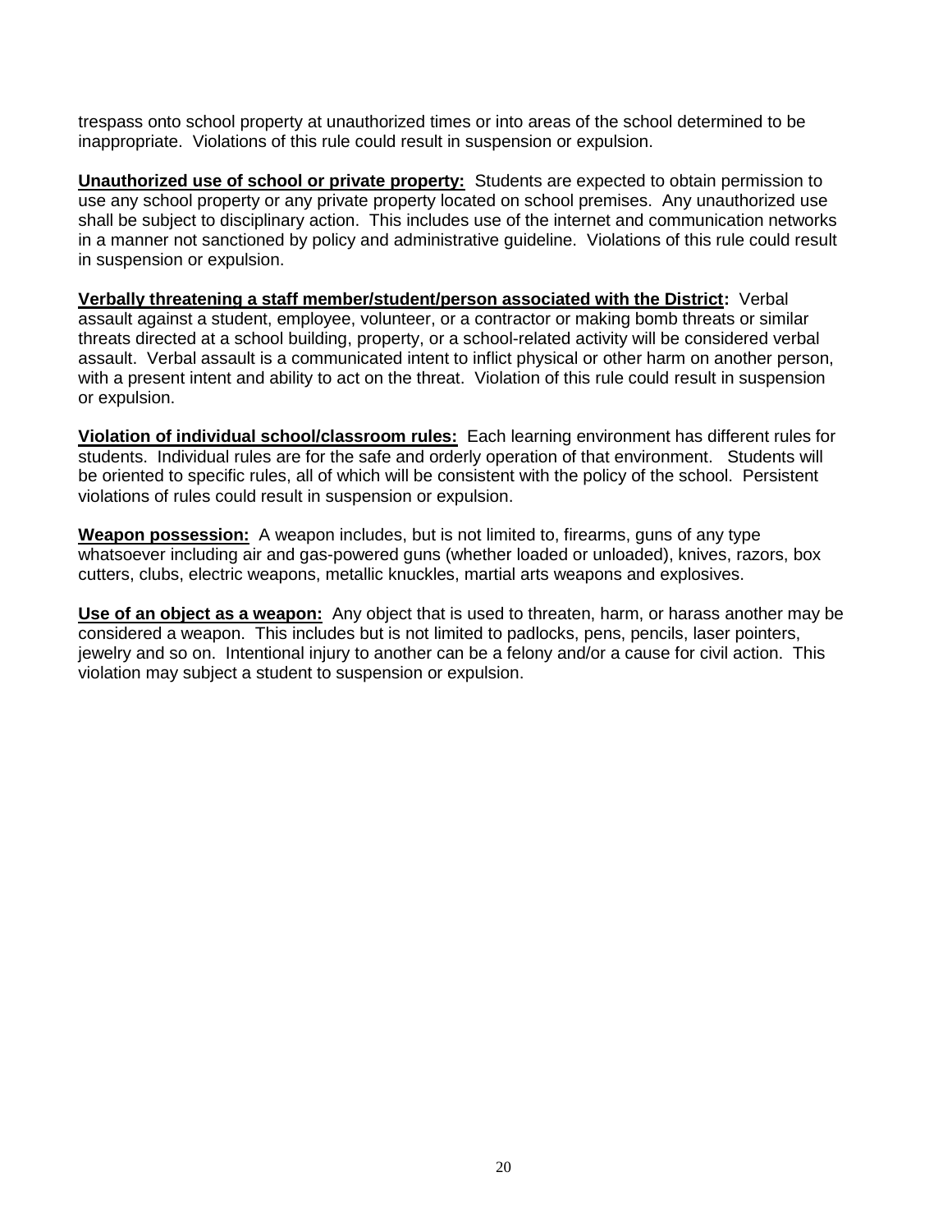trespass onto school property at unauthorized times or into areas of the school determined to be inappropriate. Violations of this rule could result in suspension or expulsion.

**Unauthorized use of school or private property:** Students are expected to obtain permission to use any school property or any private property located on school premises. Any unauthorized use shall be subject to disciplinary action. This includes use of the internet and communication networks in a manner not sanctioned by policy and administrative guideline. Violations of this rule could result in suspension or expulsion.

**Verbally threatening a staff member/student/person associated with the District:** Verbal assault against a student, employee, volunteer, or a contractor or making bomb threats or similar threats directed at a school building, property, or a school-related activity will be considered verbal assault. Verbal assault is a communicated intent to inflict physical or other harm on another person, with a present intent and ability to act on the threat. Violation of this rule could result in suspension or expulsion.

**Violation of individual school/classroom rules:** Each learning environment has different rules for students. Individual rules are for the safe and orderly operation of that environment. Students will be oriented to specific rules, all of which will be consistent with the policy of the school. Persistent violations of rules could result in suspension or expulsion.

**Weapon possession:** A weapon includes, but is not limited to, firearms, guns of any type whatsoever including air and gas-powered guns (whether loaded or unloaded), knives, razors, box cutters, clubs, electric weapons, metallic knuckles, martial arts weapons and explosives.

**Use of an object as a weapon:** Any object that is used to threaten, harm, or harass another may be considered a weapon. This includes but is not limited to padlocks, pens, pencils, laser pointers, jewelry and so on. Intentional injury to another can be a felony and/or a cause for civil action. This violation may subject a student to suspension or expulsion.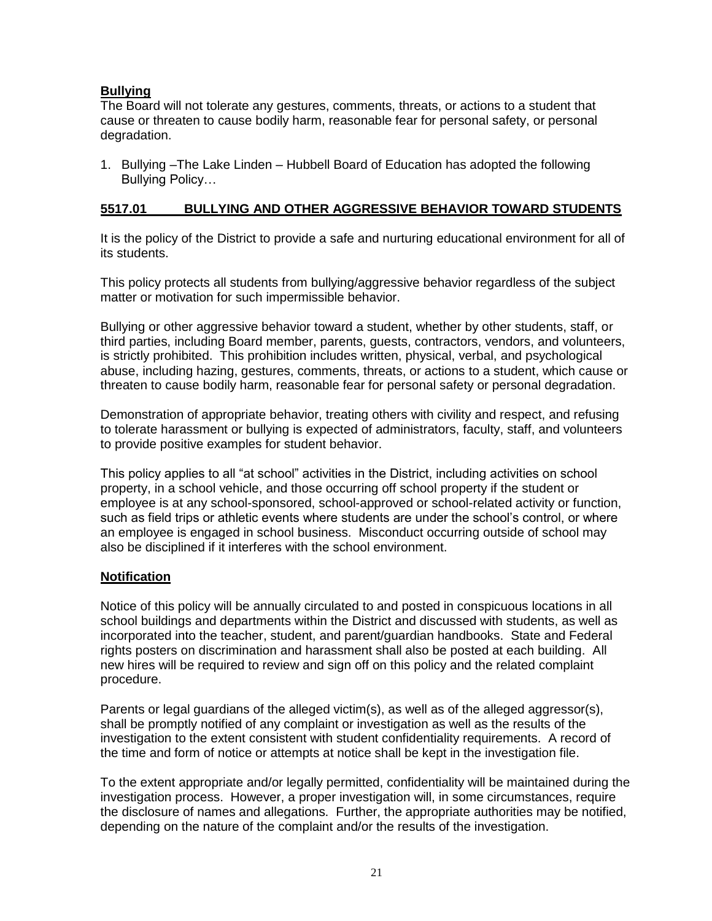**Bullying**

The Board will not tolerate any gestures, comments, threats, or actions to a student that cause or threaten to cause bodily harm, reasonable fear for personal safety, or personal degradation.

1. Bullying –The Lake Linden – Hubbell Board of Education has adopted the following Bullying Policy…

## 5517.01 BULLYING AND OTHER AGGRESSIVE BEHAVIOR TOWARD STUDENTS

It is the policy of the District to provide a safe and nurturing educational environment for all of its students.

This policy protects all students from bullying/aggressive behavior regardless of the subject matter or motivation for such impermissible behavior.

Bullying or other aggressive behavior toward a student, whether by other students, staff, or third parties, including Board member, parents, guests, contractors, vendors, and volunteers, is strictly prohibited. This prohibition includes written, physical, verbal, and psychological abuse, including hazing, gestures, comments, threats, or actions to a student, which cause or threaten to cause bodily harm, reasonable fear for personal safety or personal degradation.

Demonstration of appropriate behavior, treating others with civility and respect, and refusing to tolerate harassment or bullying is expected of administrators, faculty, staff, and volunteers to provide positive examples for student behavior.

This policy applies to all "at school" activities in the District, including activities on school property, in a school vehicle, and those occurring off school property if the student or employee is at any school-sponsored, school-approved or school-related activity or function, such as field trips or athletic events where students are under the school's control, or where an employee is engaged in school business. Misconduct occurring outside of school may also be disciplined if it interferes with the school environment.

### Notification

Notice of this policy will be annually circulated to and posted in conspicuous locations in all school buildings and departments within the District and discussed with students, as well as incorporated into the teacher, student, and parent/guardian handbooks. State and Federal rights posters on discrimination and harassment shall also be posted at each building. All new hires will be required to review and sign off on this policy and the related complaint procedure.

Parents or legal guardians of the alleged victim(s), as well as of the alleged aggressor(s), shall be promptly notified of any complaint or investigation as well as the results of the investigation to the extent consistent with student confidentiality requirements. A record of the time and form of notice or attempts at notice shall be kept in the investigation file.

To the extent appropriate and/or legally permitted, confidentiality will be maintained during the investigation process. However, a proper investigation will, in some circumstances, require the disclosure of names and allegations. Further, the appropriate authorities may be notified, depending on the nature of the complaint and/or the results of the investigation.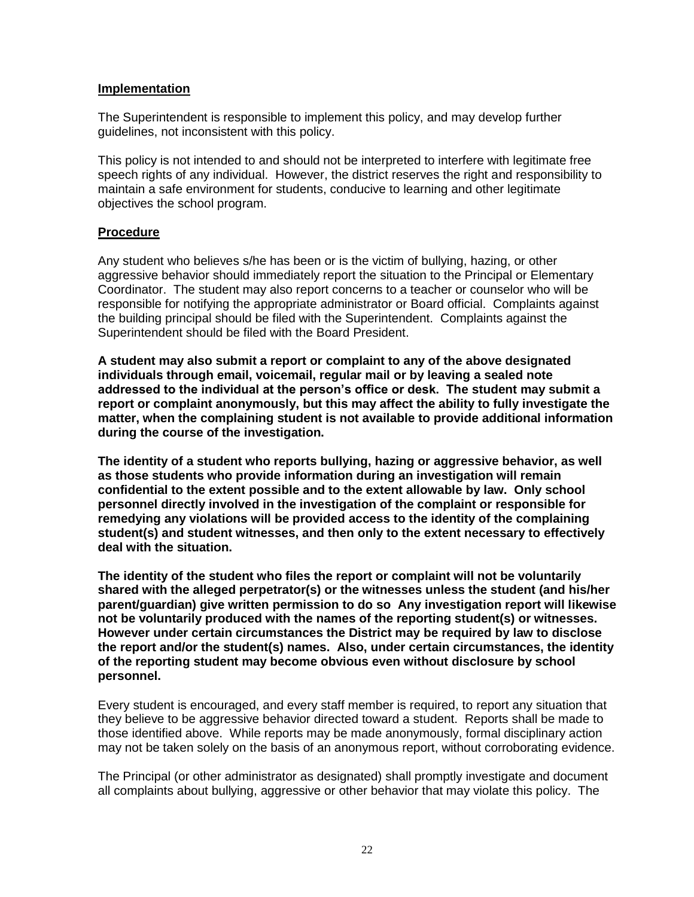**Implementation**

The Superintendent is responsible to implement this policy, and may develop further guidelines, not inconsistent with this policy.

This policy is not intended to and should not be interpreted to interfere with legitimate free speech rights of any individual. However, the district reserves the right and responsibility to maintain a safe environment for students, conducive to learning and other legitimate objectives the school program.

**Procedure**

Any student who believes s/he has been or is the victim of bullying, hazing, or other aggressive behavior should immediately report the situation to the Principal or Elementary Coordinator. The student may also report concerns to a teacher or counselor who will be responsible for notifying the appropriate administrator or Board official. Complaints against the building principal should be filed with the Superintendent. Complaints against the Superintendent should be filed with the Board President.

**A student may also submit a report or complaint to any of the above designated individuals through email, voicemail, regular mail or by leaving a sealed note addressed to the individual at the person's office or desk. The student may submit a report or complaint anonymously, but this may affect the ability to fully investigate the matter, when the complaining student is not available to provide additional information during the course of the investigation.**

**The identity of a student who reports bullying, hazing or aggressive behavior, as well as those students who provide information during an investigation will remain confidential to the extent possible and to the extent allowable by law. Only school personnel directly involved in the investigation of the complaint or responsible for remedying any violations will be provided access to the identity of the complaining student(s) and student witnesses, and then only to the extent necessary to effectively deal with the situation.**

**The identity of the student who files the report or complaint will not be voluntarily shared with the alleged perpetrator(s) or the witnesses unless the student (and his/her parent/guardian) give written permission to do so Any investigation report will likewise not be voluntarily produced with the names of the reporting student(s) or witnesses. However under certain circumstances the District may be required by law to disclose the report and/or the student(s) names. Also, under certain circumstances, the identity of the reporting student may become obvious even without disclosure by school personnel.**

Every student is encouraged, and every staff member is required, to report any situation that they believe to be aggressive behavior directed toward a student. Reports shall be made to those identified above. While reports may be made anonymously, formal disciplinary action may not be taken solely on the basis of an anonymous report, without corroborating evidence.

The Principal (or other administrator as designated) shall promptly investigate and document all complaints about bullying, aggressive or other behavior that may violate this policy. The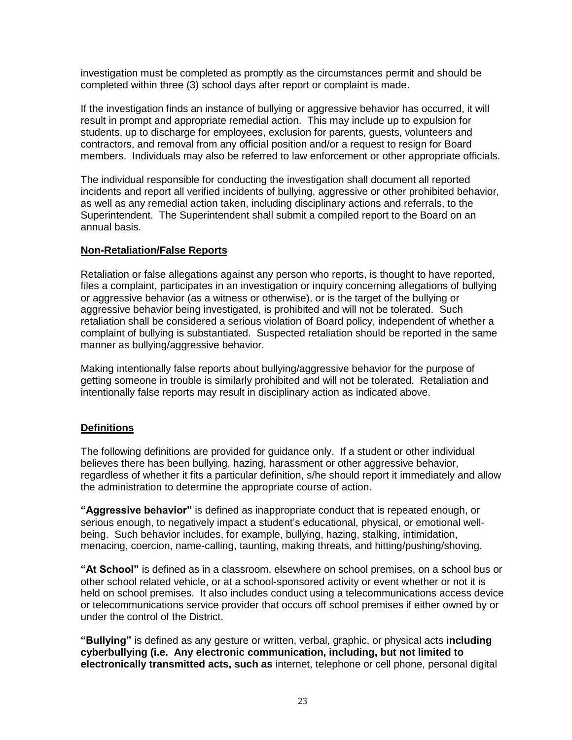investigation must be completed as promptly as the circumstances permit and should be completed within three (3) school days after report or complaint is made.

If the investigation finds an instance of bullying or aggressive behavior has occurred, it will result in prompt and appropriate remedial action. This may include up to expulsion for students, up to discharge for employees, exclusion for parents, guests, volunteers and contractors, and removal from any official position and/or a request to resign for Board members. Individuals may also be referred to law enforcement or other appropriate officials.

The individual responsible for conducting the investigation shall document all reported incidents and report all verified incidents of bullying, aggressive or other prohibited behavior, as well as any remedial action taken, including disciplinary actions and referrals, to the Superintendent. The Superintendent shall submit a compiled report to the Board on an annual basis.

**Non-Retaliation/False Reports**

Retaliation or false allegations against any person who reports, is thought to have reported, files a complaint, participates in an investigation or inquiry concerning allegations of bullying or aggressive behavior (as a witness or otherwise), or is the target of the bullying or aggressive behavior being investigated, is prohibited and will not be tolerated. Such retaliation shall be considered a serious violation of Board policy, independent of whether a complaint of bullying is substantiated. Suspected retaliation should be reported in the same manner as bullying/aggressive behavior.

Making intentionally false reports about bullying/aggressive behavior for the purpose of getting someone in trouble is similarly prohibited and will not be tolerated. Retaliation and intentionally false reports may result in disciplinary action as indicated above.

**Definitions**

The following definitions are provided for guidance only. If a student or other individual believes there has been bullying, hazing, harassment or other aggressive behavior, regardless of whether it fits a particular definition, s/he should report it immediately and allow the administration to determine the appropriate course of action.

**"Aggressive behavior"** is defined as inappropriate conduct that is repeated enough, or serious enough, to negatively impact a student's educational, physical, or emotional well-being. Such behavior includes, for example, bullying, hazing, stalking, intimidation, menacing, coercion, name-calling, taunting, making threats, and hitting/pushing/shoving.

**"At School"** is defined as in a classroom, elsewhere on school premises, on a school bus or other school related vehicle, or at a school-sponsored activity or event whether or not it is held on school premises. It also includes conduct using a telecommunications access device or telecommunications service provider that occurs off school premises if either owned by or under the control of the District.

**"Bullying"** is defined as any gesture or written, verbal, graphic, or physical acts **including cyberbullying (i.e. Any electronic communication, including, but not limited to electronically transmitted acts, such as** internet, telephone or cell phone, personal digital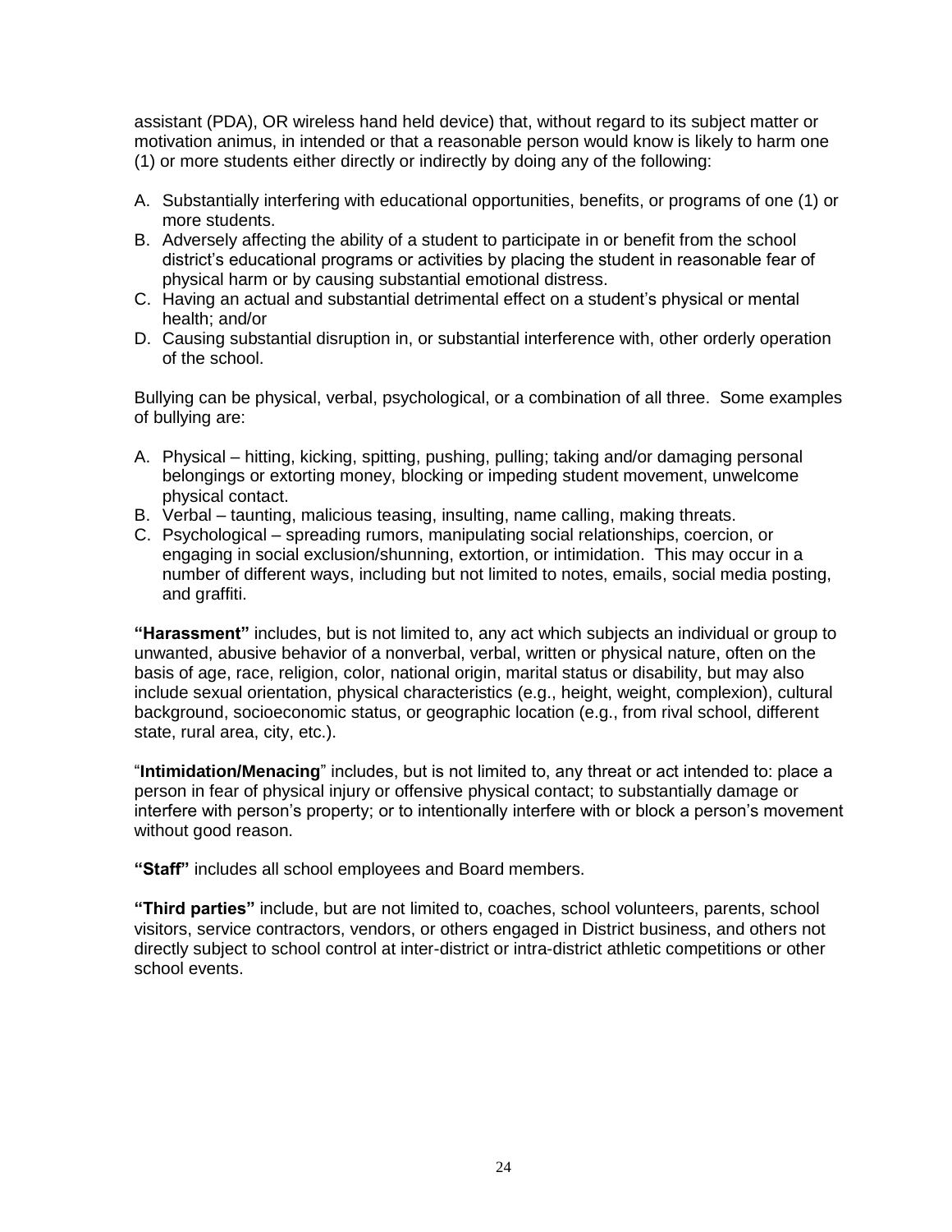assistant (PDA), OR wireless hand held device) that, without regard to its subject matter or motivation animus, in intended or that a reasonable person would know is likely to harm one (1) or more students either directly or indirectly by doing any of the following:

A. Substantially interfering with educational opportunities, benefits, or programs of one (1) or more students.
B. Adversely affecting the ability of a student to participate in or benefit from the school district's educational programs or activities by placing the student in reasonable fear of physical harm or by causing substantial emotional distress.
C. Having an actual and substantial detrimental effect on a student's physical or mental health; and/or
D. Causing substantial disruption in, or substantial interference with, other orderly operation of the school.

Bullying can be physical, verbal, psychological, or a combination of all three. Some examples of bullying are:

A. Physical – hitting, kicking, spitting, pushing, pulling; taking and/or damaging personal belongings or extorting money, blocking or impeding student movement, unwelcome physical contact.
B. Verbal – taunting, malicious teasing, insulting, name calling, making threats.
C. Psychological – spreading rumors, manipulating social relationships, coercion, or engaging in social exclusion/shunning, extortion, or intimidation. This may occur in a number of different ways, including but not limited to notes, emails, social media posting, and graffiti.

**"Harassment"** includes, but is not limited to, any act which subjects an individual or group to unwanted, abusive behavior of a nonverbal, verbal, written or physical nature, often on the basis of age, race, religion, color, national origin, marital status or disability, but may also include sexual orientation, physical characteristics (e.g., height, weight, complexion), cultural background, socioeconomic status, or geographic location (e.g., from rival school, different state, rural area, city, etc.).

"**Intimidation/Menacing**" includes, but is not limited to, any threat or act intended to: place a person in fear of physical injury or offensive physical contact; to substantially damage or interfere with person's property; or to intentionally interfere with or block a person's movement without good reason.

**"Staff"** includes all school employees and Board members.

**"Third parties"** include, but are not limited to, coaches, school volunteers, parents, school visitors, service contractors, vendors, or others engaged in District business, and others not directly subject to school control at inter-district or intra-district athletic competitions or other school events.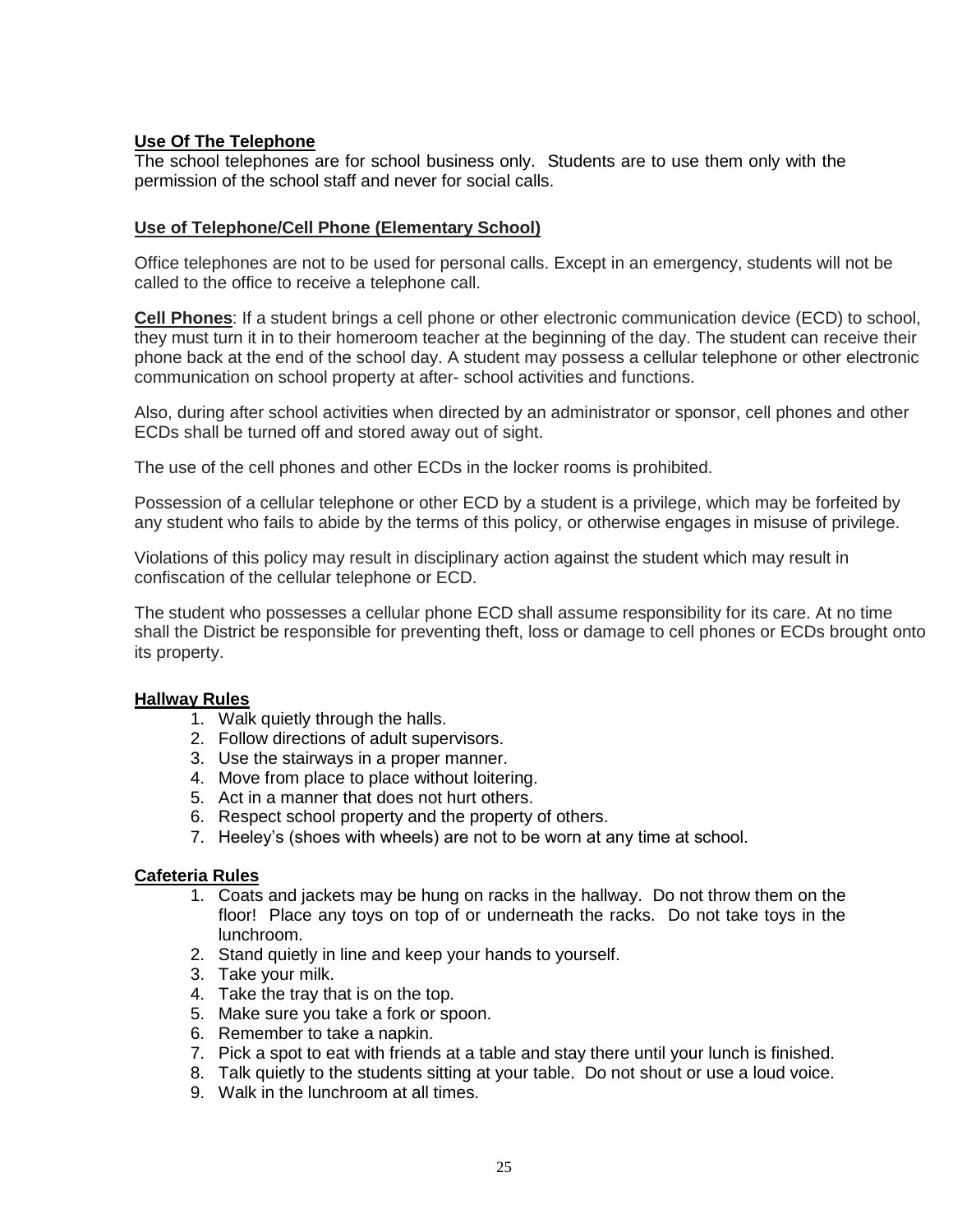**Use Of The Telephone**

The school telephones are for school business only. Students are to use them only with the permission of the school staff and never for social calls.

**Use of Telephone/Cell Phone (Elementary School)**

Office telephones are not to be used for personal calls. Except in an emergency, students will not be called to the office to receive a telephone call.

**Cell Phones**: If a student brings a cell phone or other electronic communication device (ECD) to school, they must turn it in to their homeroom teacher at the beginning of the day. The student can receive their phone back at the end of the school day. A student may possess a cellular telephone or other electronic communication on school property at after- school activities and functions.

Also, during after school activities when directed by an administrator or sponsor, cell phones and other ECDs shall be turned off and stored away out of sight.

The use of the cell phones and other ECDs in the locker rooms is prohibited.

Possession of a cellular telephone or other ECD by a student is a privilege, which may be forfeited by any student who fails to abide by the terms of this policy, or otherwise engages in misuse of privilege.

Violations of this policy may result in disciplinary action against the student which may result in confiscation of the cellular telephone or ECD.

The student who possesses a cellular phone ECD shall assume responsibility for its care. At no time shall the District be responsible for preventing theft, loss or damage to cell phones or ECDs brought onto its property.

**Hallway Rules**

1. Walk quietly through the halls.
2. Follow directions of adult supervisors.
3. Use the stairways in a proper manner.
4. Move from place to place without loitering.
5. Act in a manner that does not hurt others.
6. Respect school property and the property of others.
7. Heeley's (shoes with wheels) are not to be worn at any time at school.

**Cafeteria Rules**

1. Coats and jackets may be hung on racks in the hallway. Do not throw them on the floor! Place any toys on top of or underneath the racks. Do not take toys in the lunchroom.
2. Stand quietly in line and keep your hands to yourself.
3. Take your milk.
4. Take the tray that is on the top.
5. Make sure you take a fork or spoon.
6. Remember to take a napkin.
7. Pick a spot to eat with friends at a table and stay there until your lunch is finished.
8. Talk quietly to the students sitting at your table. Do not shout or use a loud voice.
9. Walk in the lunchroom at all times.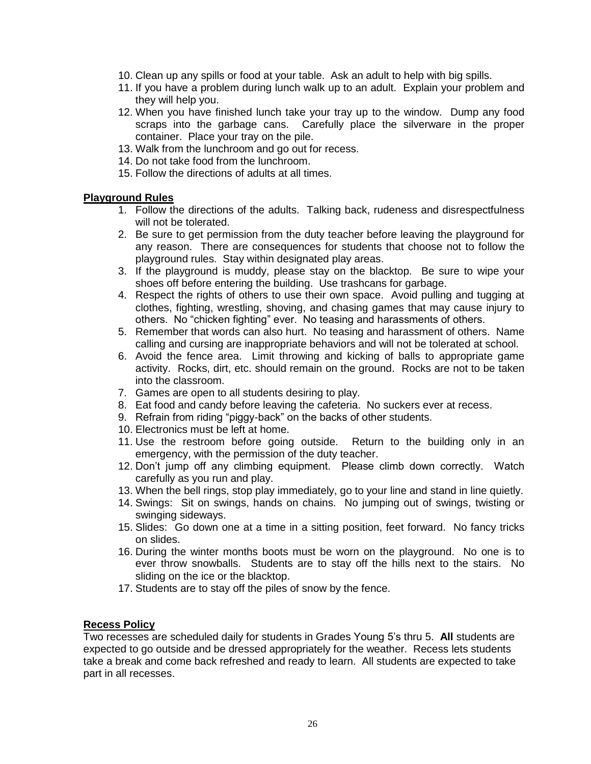10. Clean up any spills or food at your table. Ask an adult to help with big spills.
11. If you have a problem during lunch walk up to an adult. Explain your problem and they will help you.
12. When you have finished lunch take your tray up to the window. Dump any food scraps into the garbage cans. Carefully place the silverware in the proper container. Place your tray on the pile.
13. Walk from the lunchroom and go out for recess.
14. Do not take food from the lunchroom.
15. Follow the directions of adults at all times.

**Playground Rules**

1. Follow the directions of the adults. Talking back, rudeness and disrespectfulness will not be tolerated.
2. Be sure to get permission from the duty teacher before leaving the playground for any reason. There are consequences for students that choose not to follow the playground rules. Stay within designated play areas.
3. If the playground is muddy, please stay on the blacktop. Be sure to wipe your shoes off before entering the building. Use trashcans for garbage.
4. Respect the rights of others to use their own space. Avoid pulling and tugging at clothes, fighting, wrestling, shoving, and chasing games that may cause injury to others. No "chicken fighting" ever. No teasing and harassments of others.
5. Remember that words can also hurt. No teasing and harassment of others. Name calling and cursing are inappropriate behaviors and will not be tolerated at school.
6. Avoid the fence area. Limit throwing and kicking of balls to appropriate game activity. Rocks, dirt, etc. should remain on the ground. Rocks are not to be taken into the classroom.
7. Games are open to all students desiring to play.
8. Eat food and candy before leaving the cafeteria. No suckers ever at recess.
9. Refrain from riding "piggy-back" on the backs of other students.
10. Electronics must be left at home.
11. Use the restroom before going outside. Return to the building only in an emergency, with the permission of the duty teacher.
12. Don't jump off any climbing equipment. Please climb down correctly. Watch carefully as you run and play.
13. When the bell rings, stop play immediately, go to your line and stand in line quietly.
14. Swings: Sit on swings, hands on chains. No jumping out of swings, twisting or swinging sideways.
15. Slides: Go down one at a time in a sitting position, feet forward. No fancy tricks on slides.
16. During the winter months boots must be worn on the playground. No one is to ever throw snowballs. Students are to stay off the hills next to the stairs. No sliding on the ice or the blacktop.
17. Students are to stay off the piles of snow by the fence.

**Recess Policy**

Two recesses are scheduled daily for students in Grades Young 5's thru 5. **All** students are expected to go outside and be dressed appropriately for the weather. Recess lets students take a break and come back refreshed and ready to learn. All students are expected to take part in all recesses.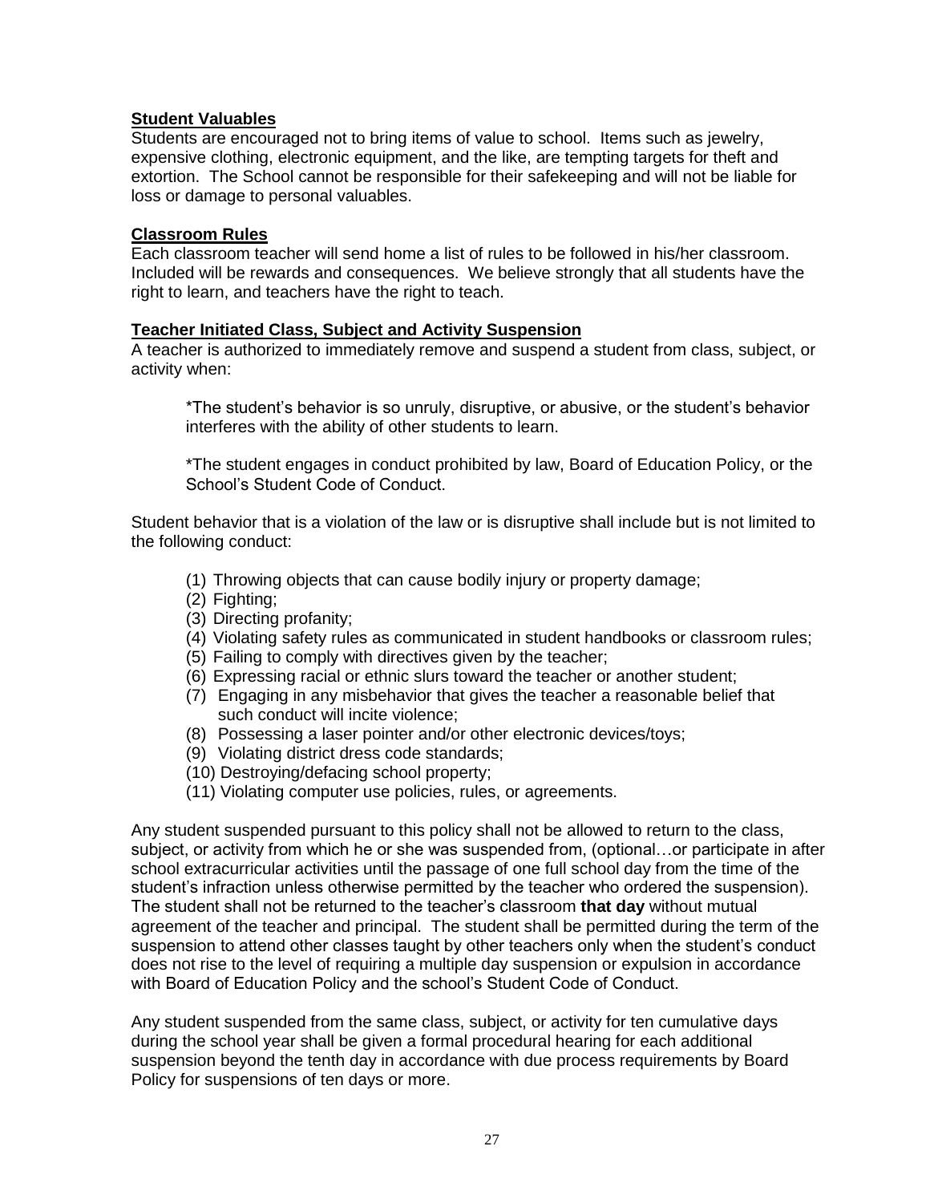## Student Valuables

Students are encouraged not to bring items of value to school. Items such as jewelry, expensive clothing, electronic equipment, and the like, are tempting targets for theft and extortion. The School cannot be responsible for their safekeeping and will not be liable for loss or damage to personal valuables.

## Classroom Rules

Each classroom teacher will send home a list of rules to be followed in his/her classroom. Included will be rewards and consequences. We believe strongly that all students have the right to learn, and teachers have the right to teach.

## Teacher Initiated Class, Subject and Activity Suspension

A teacher is authorized to immediately remove and suspend a student from class, subject, or activity when:

*The student's behavior is so unruly, disruptive, or abusive, or the student's behavior interferes with the ability of other students to learn.

*The student engages in conduct prohibited by law, Board of Education Policy, or the School's Student Code of Conduct.

Student behavior that is a violation of the law or is disruptive shall include but is not limited to the following conduct:

(1) Throwing objects that can cause bodily injury or property damage;
(2) Fighting;
(3) Directing profanity;
(4) Violating safety rules as communicated in student handbooks or classroom rules;
(5) Failing to comply with directives given by the teacher;
(6) Expressing racial or ethnic slurs toward the teacher or another student;
(7) Engaging in any misbehavior that gives the teacher a reasonable belief that such conduct will incite violence;
(8) Possessing a laser pointer and/or other electronic devices/toys;
(9) Violating district dress code standards;
(10) Destroying/defacing school property;
(11) Violating computer use policies, rules, or agreements.

Any student suspended pursuant to this policy shall not be allowed to return to the class, subject, or activity from which he or she was suspended from, (optional…or participate in after school extracurricular activities until the passage of one full school day from the time of the student's infraction unless otherwise permitted by the teacher who ordered the suspension). The student shall not be returned to the teacher's classroom **that day** without mutual agreement of the teacher and principal. The student shall be permitted during the term of the suspension to attend other classes taught by other teachers only when the student's conduct does not rise to the level of requiring a multiple day suspension or expulsion in accordance with Board of Education Policy and the school's Student Code of Conduct.

Any student suspended from the same class, subject, or activity for ten cumulative days during the school year shall be given a formal procedural hearing for each additional suspension beyond the tenth day in accordance with due process requirements by Board Policy for suspensions of ten days or more.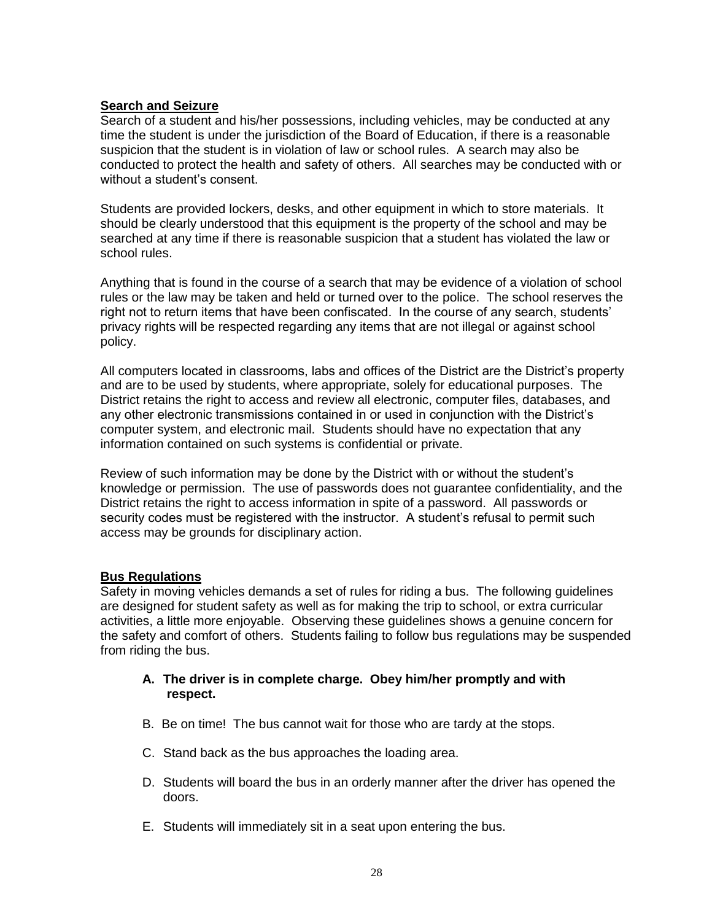## Search and Seizure

Search of a student and his/her possessions, including vehicles, may be conducted at any time the student is under the jurisdiction of the Board of Education, if there is a reasonable suspicion that the student is in violation of law or school rules. A search may also be conducted to protect the health and safety of others. All searches may be conducted with or without a student's consent.

Students are provided lockers, desks, and other equipment in which to store materials. It should be clearly understood that this equipment is the property of the school and may be searched at any time if there is reasonable suspicion that a student has violated the law or school rules.

Anything that is found in the course of a search that may be evidence of a violation of school rules or the law may be taken and held or turned over to the police. The school reserves the right not to return items that have been confiscated. In the course of any search, students' privacy rights will be respected regarding any items that are not illegal or against school policy.

All computers located in classrooms, labs and offices of the District are the District's property and are to be used by students, where appropriate, solely for educational purposes. The District retains the right to access and review all electronic, computer files, databases, and any other electronic transmissions contained in or used in conjunction with the District's computer system, and electronic mail. Students should have no expectation that any information contained on such systems is confidential or private.

Review of such information may be done by the District with or without the student's knowledge or permission. The use of passwords does not guarantee confidentiality, and the District retains the right to access information in spite of a password. All passwords or security codes must be registered with the instructor. A student's refusal to permit such access may be grounds for disciplinary action.

## Bus Regulations

Safety in moving vehicles demands a set of rules for riding a bus. The following guidelines are designed for student safety as well as for making the trip to school, or extra curricular activities, a little more enjoyable. Observing these guidelines shows a genuine concern for the safety and comfort of others. Students failing to follow bus regulations may be suspended from riding the bus.

A. **The driver is in complete charge. Obey him/her promptly and with respect.**

B. Be on time! The bus cannot wait for those who are tardy at the stops.

C. Stand back as the bus approaches the loading area.

D. Students will board the bus in an orderly manner after the driver has opened the doors.

E. Students will immediately sit in a seat upon entering the bus.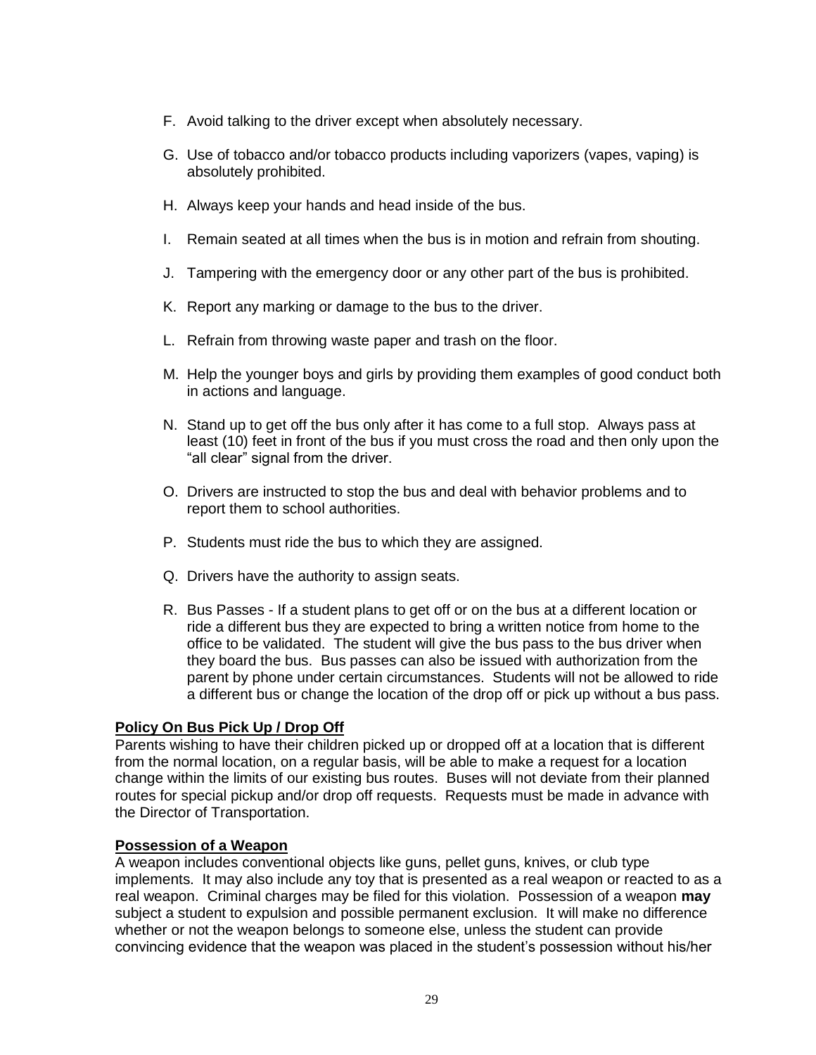F. Avoid talking to the driver except when absolutely necessary.

G. Use of tobacco and/or tobacco products including vaporizers (vapes, vaping) is absolutely prohibited.

H. Always keep your hands and head inside of the bus.

I. Remain seated at all times when the bus is in motion and refrain from shouting.

J. Tampering with the emergency door or any other part of the bus is prohibited.

K. Report any marking or damage to the bus to the driver.

L. Refrain from throwing waste paper and trash on the floor.

M. Help the younger boys and girls by providing them examples of good conduct both in actions and language.

N. Stand up to get off the bus only after it has come to a full stop. Always pass at least (10) feet in front of the bus if you must cross the road and then only upon the "all clear" signal from the driver.

O. Drivers are instructed to stop the bus and deal with behavior problems and to report them to school authorities.

P. Students must ride the bus to which they are assigned.

Q. Drivers have the authority to assign seats.

R. Bus Passes - If a student plans to get off or on the bus at a different location or ride a different bus they are expected to bring a written notice from home to the office to be validated. The student will give the bus pass to the bus driver when they board the bus. Bus passes can also be issued with authorization from the parent by phone under certain circumstances. Students will not be allowed to ride a different bus or change the location of the drop off or pick up without a bus pass.

**Policy On Bus Pick Up / Drop Off**

Parents wishing to have their children picked up or dropped off at a location that is different from the normal location, on a regular basis, will be able to make a request for a location change within the limits of our existing bus routes. Buses will not deviate from their planned routes for special pickup and/or drop off requests. Requests must be made in advance with the Director of Transportation.

**Possession of a Weapon**

A weapon includes conventional objects like guns, pellet guns, knives, or club type implements. It may also include any toy that is presented as a real weapon or reacted to as a real weapon. Criminal charges may be filed for this violation. Possession of a weapon **may** subject a student to expulsion and possible permanent exclusion. It will make no difference whether or not the weapon belongs to someone else, unless the student can provide convincing evidence that the weapon was placed in the student's possession without his/her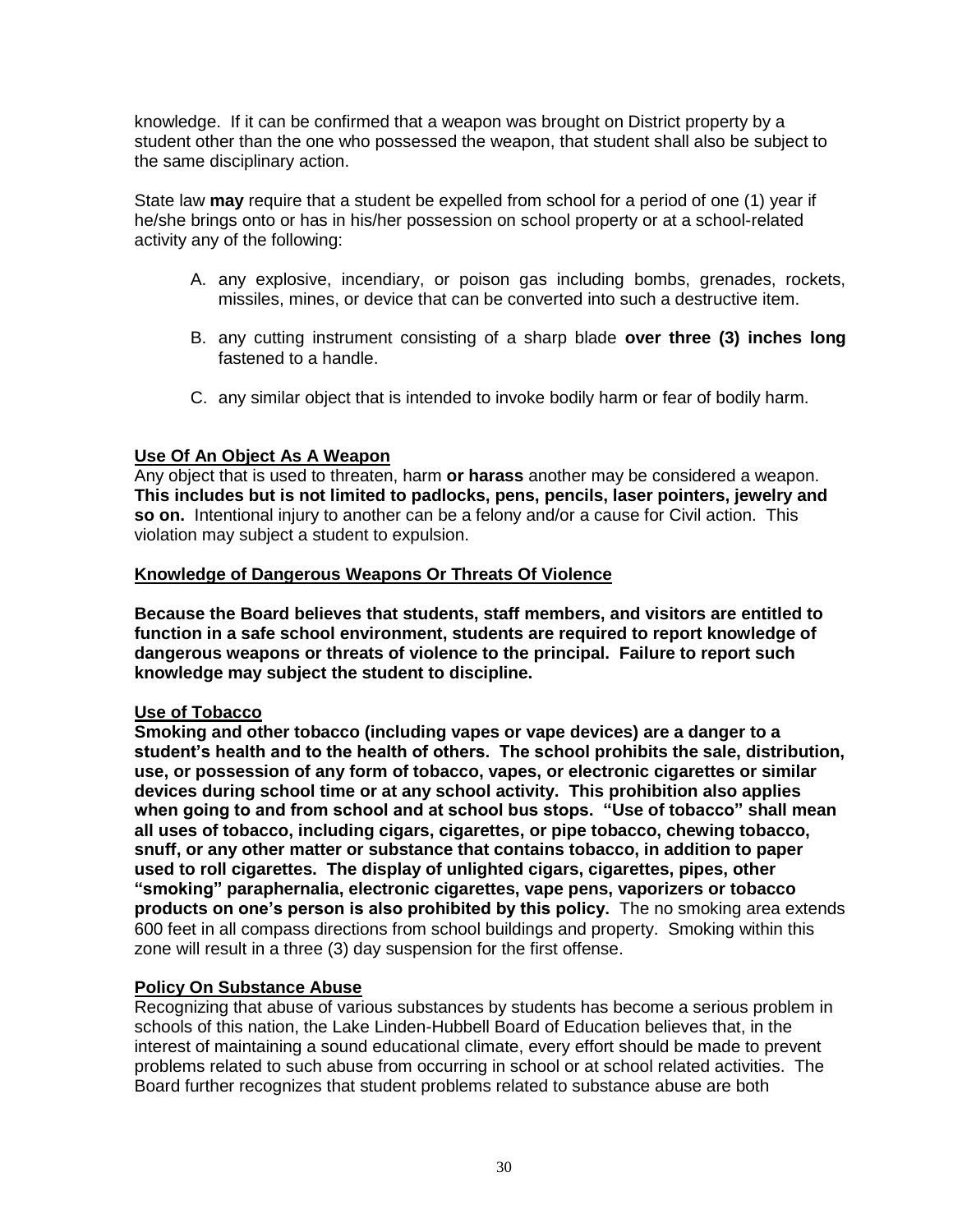knowledge. If it can be confirmed that a weapon was brought on District property by a student other than the one who possessed the weapon, that student shall also be subject to the same disciplinary action.

State law **may** require that a student be expelled from school for a period of one (1) year if he/she brings onto or has in his/her possession on school property or at a school-related activity any of the following:

A. any explosive, incendiary, or poison gas including bombs, grenades, rockets, missiles, mines, or device that can be converted into such a destructive item.

B. any cutting instrument consisting of a sharp blade **over three (3) inches long** fastened to a handle.

C. any similar object that is intended to invoke bodily harm or fear of bodily harm.

**Use Of An Object As A Weapon**

Any object that is used to threaten, harm **or harass** another may be considered a weapon. **This includes but is not limited to padlocks, pens, pencils, laser pointers, jewelry and so on.** Intentional injury to another can be a felony and/or a cause for Civil action. This violation may subject a student to expulsion.

**Knowledge of Dangerous Weapons Or Threats Of Violence**

**Because the Board believes that students, staff members, and visitors are entitled to function in a safe school environment, students are required to report knowledge of dangerous weapons or threats of violence to the principal. Failure to report such knowledge may subject the student to discipline.**

**Use of Tobacco**

**Smoking and other tobacco (including vapes or vape devices) are a danger to a student's health and to the health of others. The school prohibits the sale, distribution, use, or possession of any form of tobacco, vapes, or electronic cigarettes or similar devices during school time or at any school activity. This prohibition also applies when going to and from school and at school bus stops. "Use of tobacco" shall mean all uses of tobacco, including cigars, cigarettes, or pipe tobacco, chewing tobacco, snuff, or any other matter or substance that contains tobacco, in addition to paper used to roll cigarettes. The display of unlighted cigars, cigarettes, pipes, other "smoking" paraphernalia, electronic cigarettes, vape pens, vaporizers or tobacco products on one's person is also prohibited by this policy.** The no smoking area extends 600 feet in all compass directions from school buildings and property. Smoking within this zone will result in a three (3) day suspension for the first offense.

**Policy On Substance Abuse**

Recognizing that abuse of various substances by students has become a serious problem in schools of this nation, the Lake Linden-Hubbell Board of Education believes that, in the interest of maintaining a sound educational climate, every effort should be made to prevent problems related to such abuse from occurring in school or at school related activities. The Board further recognizes that student problems related to substance abuse are both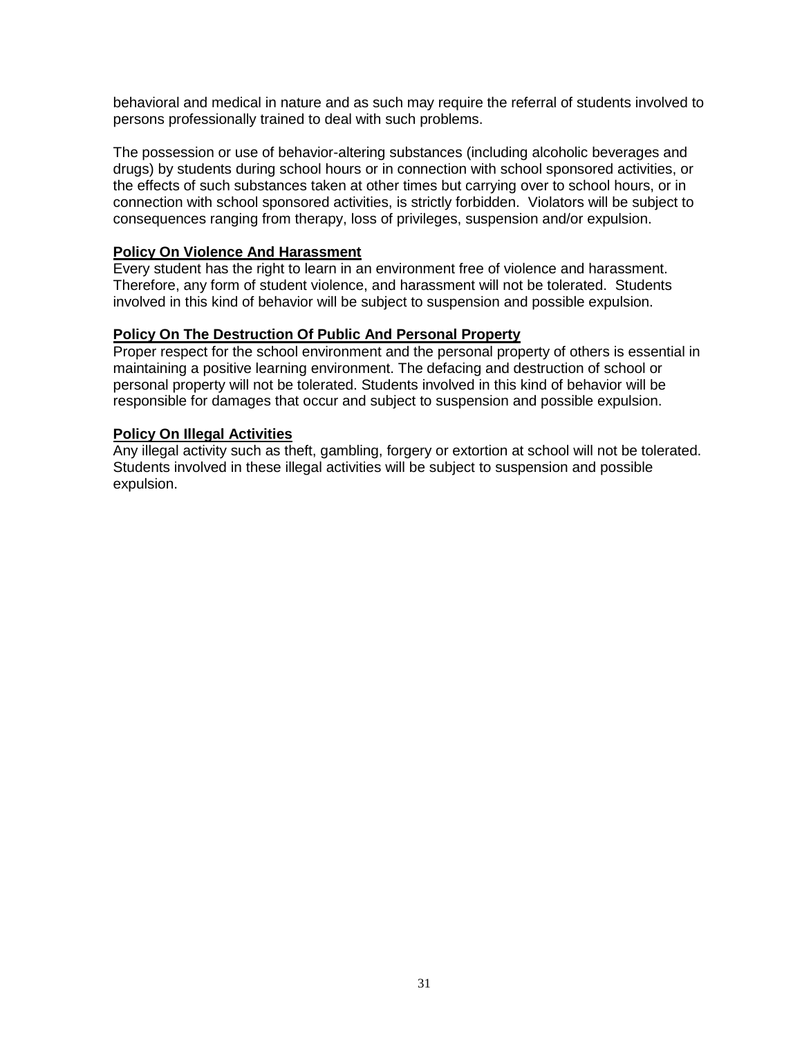behavioral and medical in nature and as such may require the referral of students involved to persons professionally trained to deal with such problems.

The possession or use of behavior-altering substances (including alcoholic beverages and drugs) by students during school hours or in connection with school sponsored activities, or the effects of such substances taken at other times but carrying over to school hours, or in connection with school sponsored activities, is strictly forbidden. Violators will be subject to consequences ranging from therapy, loss of privileges, suspension and/or expulsion.

**Policy On Violence And Harassment**

Every student has the right to learn in an environment free of violence and harassment. Therefore, any form of student violence, and harassment will not be tolerated. Students involved in this kind of behavior will be subject to suspension and possible expulsion.

**Policy On The Destruction Of Public And Personal Property**

Proper respect for the school environment and the personal property of others is essential in maintaining a positive learning environment. The defacing and destruction of school or personal property will not be tolerated. Students involved in this kind of behavior will be responsible for damages that occur and subject to suspension and possible expulsion.

**Policy On Illegal Activities**

Any illegal activity such as theft, gambling, forgery or extortion at school will not be tolerated. Students involved in these illegal activities will be subject to suspension and possible expulsion.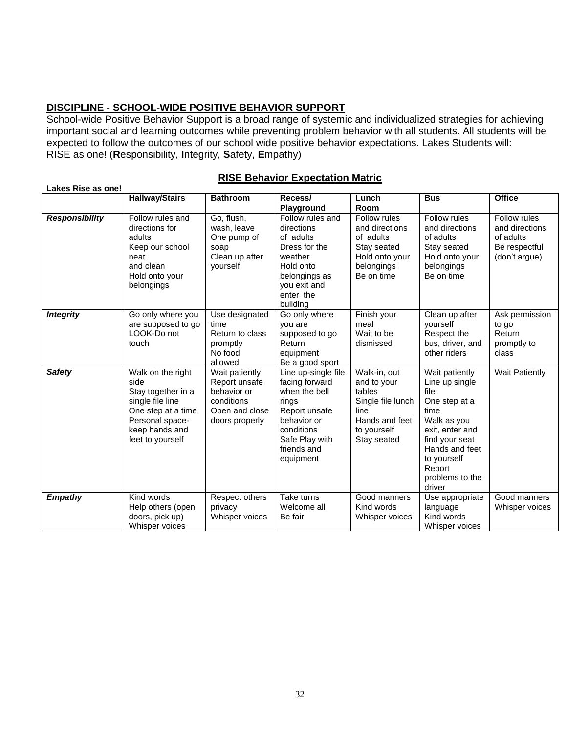## DISCIPLINE - SCHOOL-WIDE POSITIVE BEHAVIOR SUPPORT

School-wide Positive Behavior Support is a broad range of systemic and individualized strategies for achieving important social and learning outcomes while preventing problem behavior with all students. All students will be expected to follow the outcomes of our school wide positive behavior expectations. Lakes Students will: RISE as one! (**R**esponsibility, **I**ntegrity, **S**afety, **E**mpathy)

### RISE Behavior Expectation Matric

**Lakes Rise as one!**

| | Hallway/Stairs | Bathroom | Recess/ Playground | Lunch Room | Bus | Office |
|---|---|---|---|---|---|---|
| ***Responsibility*** | Follow rules and directions for adults<br>Keep our school neat and clean<br>Hold onto your belongings | Go, flush, wash, leave<br>One pump of soap<br>Clean up after yourself | Follow rules and directions of adults<br>Dress for the weather<br>Hold onto belongings as you exit and enter the building | Follow rules and directions of adults<br>Stay seated<br>Hold onto your belongings<br>Be on time | Follow rules and directions of adults<br>Stay seated<br>Hold onto your belongings<br>Be on time | Follow rules and directions of adults<br>Be respectful (don't argue) |
| ***Integrity*** | Go only where you are supposed to go<br>LOOK-Do not touch | Use designated time<br>Return to class promptly<br>No food allowed | Go only where you are supposed to go<br>Return equipment<br>Be a good sport | Finish your meal<br>Wait to be dismissed | Clean up after yourself<br>Respect the bus, driver, and other riders | Ask permission to go<br>Return promptly to class |
| ***Safety*** | Walk on the right side<br>Stay together in a single file line<br>One step at a time<br>Personal space-keep hands and feet to yourself | Wait patiently<br>Report unsafe behavior or conditions<br>Open and close doors properly | Line up-single file facing forward when the bell rings<br>Report unsafe behavior or conditions<br>Safe Play with friends and equipment | Walk-in, out and to your tables<br>Single file lunch line<br>Hands and feet to yourself<br>Stay seated | Wait patiently<br>Line up single file<br>One step at a time<br>Walk as you exit, enter and find your seat<br>Hands and feet to yourself<br>Report problems to the driver | Wait Patiently |
| ***Empathy*** | Kind words<br>Help others (open doors, pick up)<br>Whisper voices | Respect others privacy<br>Whisper voices | Take turns<br>Welcome all<br>Be fair | Good manners<br>Kind words<br>Whisper voices | Use appropriate language<br>Kind words<br>Whisper voices | Good manners<br>Whisper voices |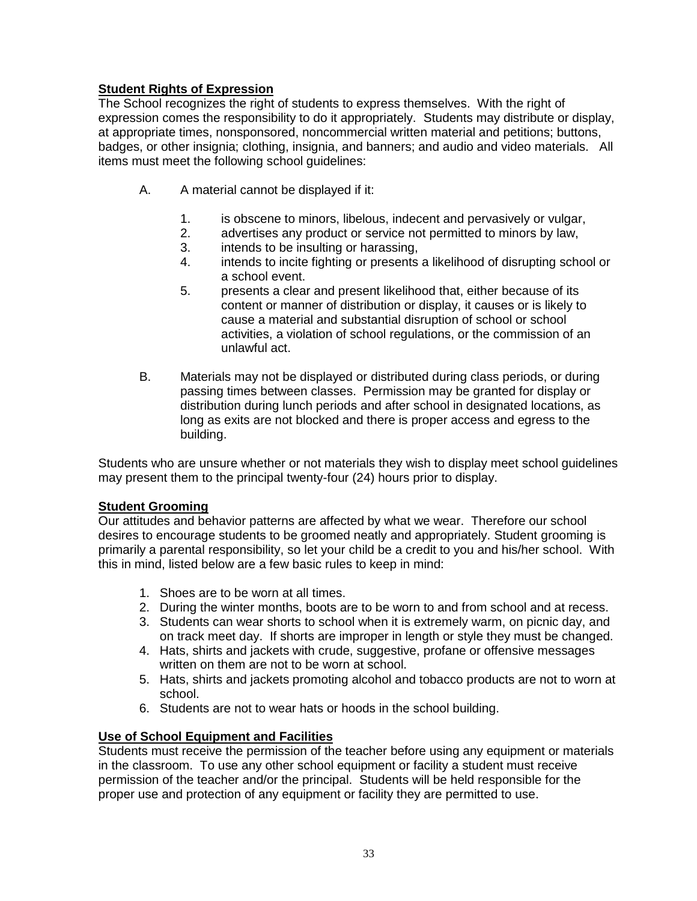**Student Rights of Expression**

The School recognizes the right of students to express themselves. With the right of expression comes the responsibility to do it appropriately. Students may distribute or display, at appropriate times, nonsponsored, noncommercial written material and petitions; buttons, badges, or other insignia; clothing, insignia, and banners; and audio and video materials. All items must meet the following school guidelines:

A. A material cannot be displayed if it:

   1. is obscene to minors, libelous, indecent and pervasively or vulgar,
   2. advertises any product or service not permitted to minors by law,
   3. intends to be insulting or harassing,
   4. intends to incite fighting or presents a likelihood of disrupting school or a school event.
   5. presents a clear and present likelihood that, either because of its content or manner of distribution or display, it causes or is likely to cause a material and substantial disruption of school or school activities, a violation of school regulations, or the commission of an unlawful act.

B. Materials may not be displayed or distributed during class periods, or during passing times between classes. Permission may be granted for display or distribution during lunch periods and after school in designated locations, as long as exits are not blocked and there is proper access and egress to the building.

Students who are unsure whether or not materials they wish to display meet school guidelines may present them to the principal twenty-four (24) hours prior to display.

**Student Grooming**

Our attitudes and behavior patterns are affected by what we wear. Therefore our school desires to encourage students to be groomed neatly and appropriately. Student grooming is primarily a parental responsibility, so let your child be a credit to you and his/her school. With this in mind, listed below are a few basic rules to keep in mind:

1. Shoes are to be worn at all times.
2. During the winter months, boots are to be worn to and from school and at recess.
3. Students can wear shorts to school when it is extremely warm, on picnic day, and on track meet day. If shorts are improper in length or style they must be changed.
4. Hats, shirts and jackets with crude, suggestive, profane or offensive messages written on them are not to be worn at school.
5. Hats, shirts and jackets promoting alcohol and tobacco products are not to worn at school.
6. Students are not to wear hats or hoods in the school building.

**Use of School Equipment and Facilities**

Students must receive the permission of the teacher before using any equipment or materials in the classroom. To use any other school equipment or facility a student must receive permission of the teacher and/or the principal. Students will be held responsible for the proper use and protection of any equipment or facility they are permitted to use.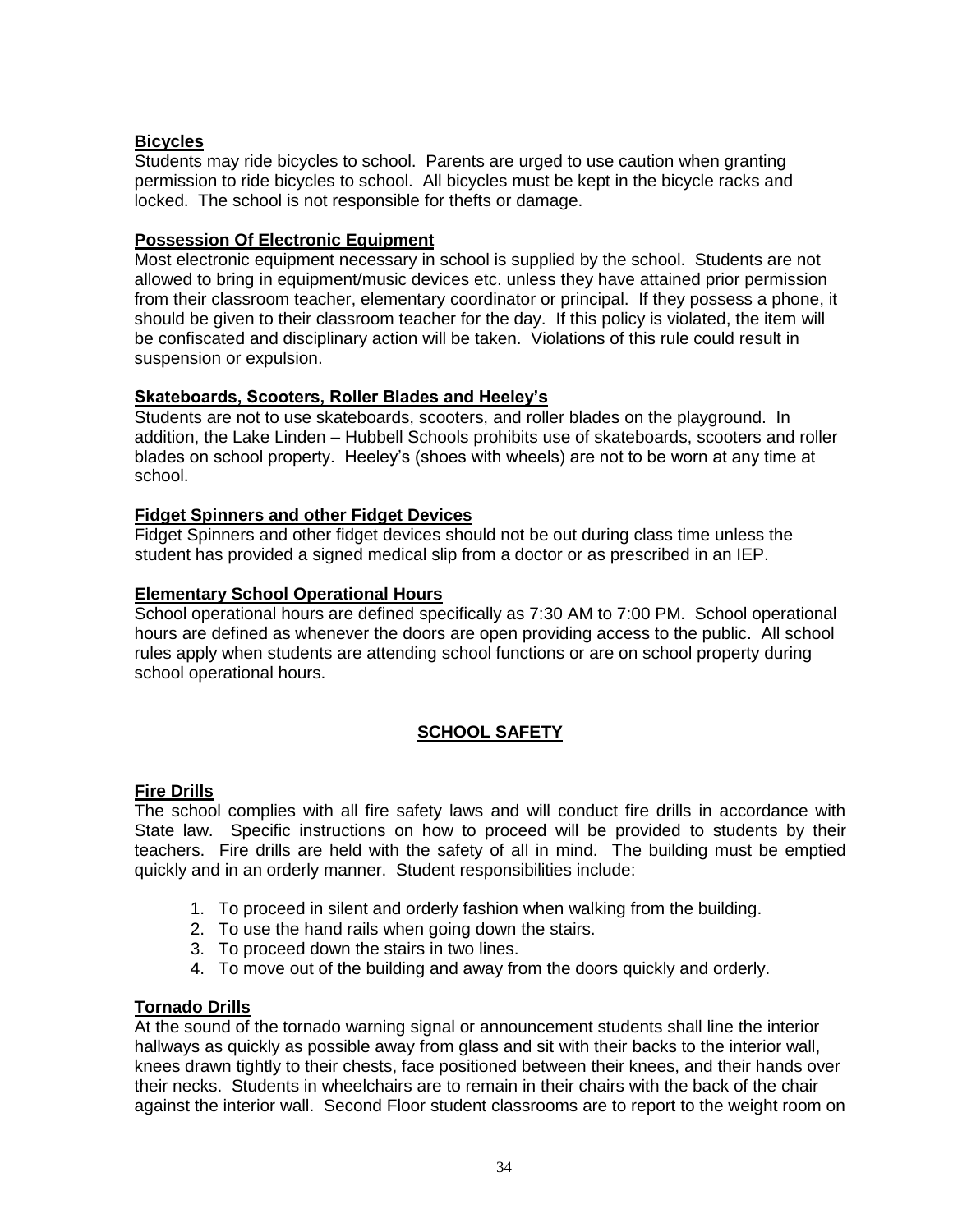**Bicycles**

Students may ride bicycles to school. Parents are urged to use caution when granting permission to ride bicycles to school. All bicycles must be kept in the bicycle racks and locked. The school is not responsible for thefts or damage.

**Possession Of Electronic Equipment**

Most electronic equipment necessary in school is supplied by the school. Students are not allowed to bring in equipment/music devices etc. unless they have attained prior permission from their classroom teacher, elementary coordinator or principal. If they possess a phone, it should be given to their classroom teacher for the day. If this policy is violated, the item will be confiscated and disciplinary action will be taken. Violations of this rule could result in suspension or expulsion.

**Skateboards, Scooters, Roller Blades and Heeley's**

Students are not to use skateboards, scooters, and roller blades on the playground. In addition, the Lake Linden – Hubbell Schools prohibits use of skateboards, scooters and roller blades on school property. Heeley's (shoes with wheels) are not to be worn at any time at school.

**Fidget Spinners and other Fidget Devices**

Fidget Spinners and other fidget devices should not be out during class time unless the student has provided a signed medical slip from a doctor or as prescribed in an IEP.

**Elementary School Operational Hours**

School operational hours are defined specifically as 7:30 AM to 7:00 PM. School operational hours are defined as whenever the doors are open providing access to the public. All school rules apply when students are attending school functions or are on school property during school operational hours.

## SCHOOL SAFETY

**Fire Drills**

The school complies with all fire safety laws and will conduct fire drills in accordance with State law. Specific instructions on how to proceed will be provided to students by their teachers. Fire drills are held with the safety of all in mind. The building must be emptied quickly and in an orderly manner. Student responsibilities include:

1. To proceed in silent and orderly fashion when walking from the building.
2. To use the hand rails when going down the stairs.
3. To proceed down the stairs in two lines.
4. To move out of the building and away from the doors quickly and orderly.

**Tornado Drills**

At the sound of the tornado warning signal or announcement students shall line the interior hallways as quickly as possible away from glass and sit with their backs to the interior wall, knees drawn tightly to their chests, face positioned between their knees, and their hands over their necks. Students in wheelchairs are to remain in their chairs with the back of the chair against the interior wall. Second Floor student classrooms are to report to the weight room on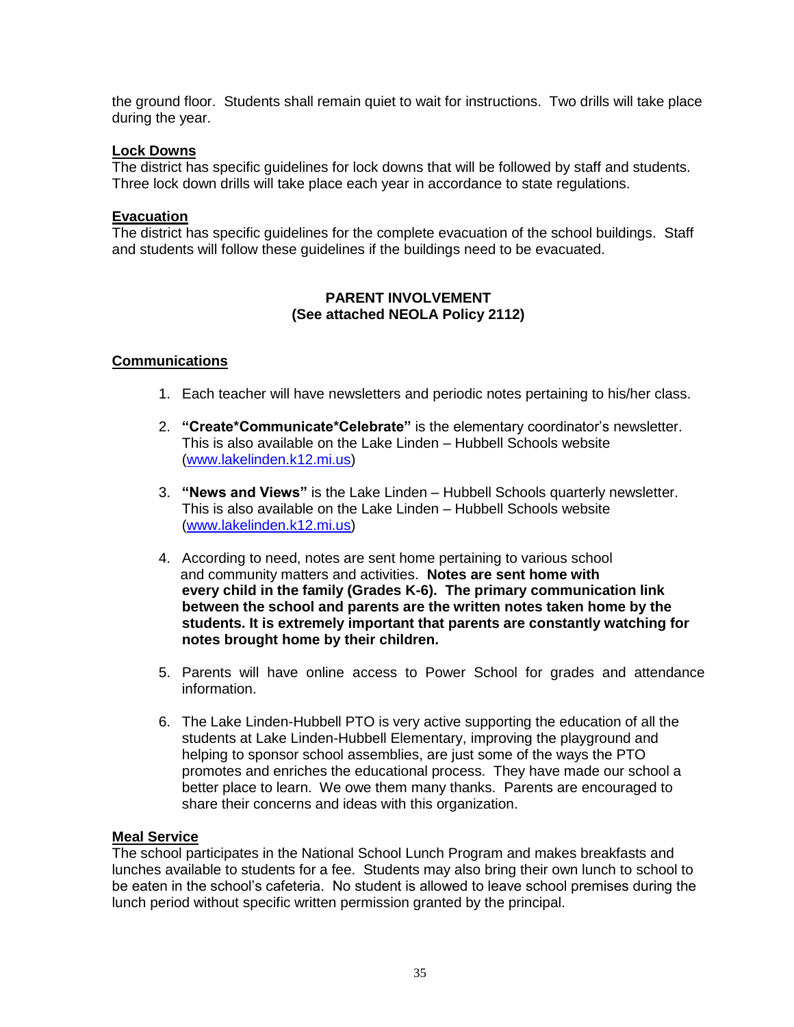the ground floor. Students shall remain quiet to wait for instructions. Two drills will take place during the year.

**Lock Downs**

The district has specific guidelines for lock downs that will be followed by staff and students. Three lock down drills will take place each year in accordance to state regulations.

**Evacuation**

The district has specific guidelines for the complete evacuation of the school buildings. Staff and students will follow these guidelines if the buildings need to be evacuated.

## PARENT INVOLVEMENT
**(See attached NEOLA Policy 2112)**

**Communications**

1. Each teacher will have newsletters and periodic notes pertaining to his/her class.

2. **"Create*Communicate*Celebrate"** is the elementary coordinator's newsletter. This is also available on the Lake Linden – Hubbell Schools website (www.lakelinden.k12.mi.us)

3. **"News and Views"** is the Lake Linden – Hubbell Schools quarterly newsletter. This is also available on the Lake Linden – Hubbell Schools website (www.lakelinden.k12.mi.us)

4. According to need, notes are sent home pertaining to various school and community matters and activities. **Notes are sent home with every child in the family (Grades K-6). The primary communication link between the school and parents are the written notes taken home by the students. It is extremely important that parents are constantly watching for notes brought home by their children.**

5. Parents will have online access to Power School for grades and attendance information.

6. The Lake Linden-Hubbell PTO is very active supporting the education of all the students at Lake Linden-Hubbell Elementary, improving the playground and helping to sponsor school assemblies, are just some of the ways the PTO promotes and enriches the educational process. They have made our school a better place to learn. We owe them many thanks. Parents are encouraged to share their concerns and ideas with this organization.

**Meal Service**

The school participates in the National School Lunch Program and makes breakfasts and lunches available to students for a fee. Students may also bring their own lunch to school to be eaten in the school's cafeteria. No student is allowed to leave school premises during the lunch period without specific written permission granted by the principal.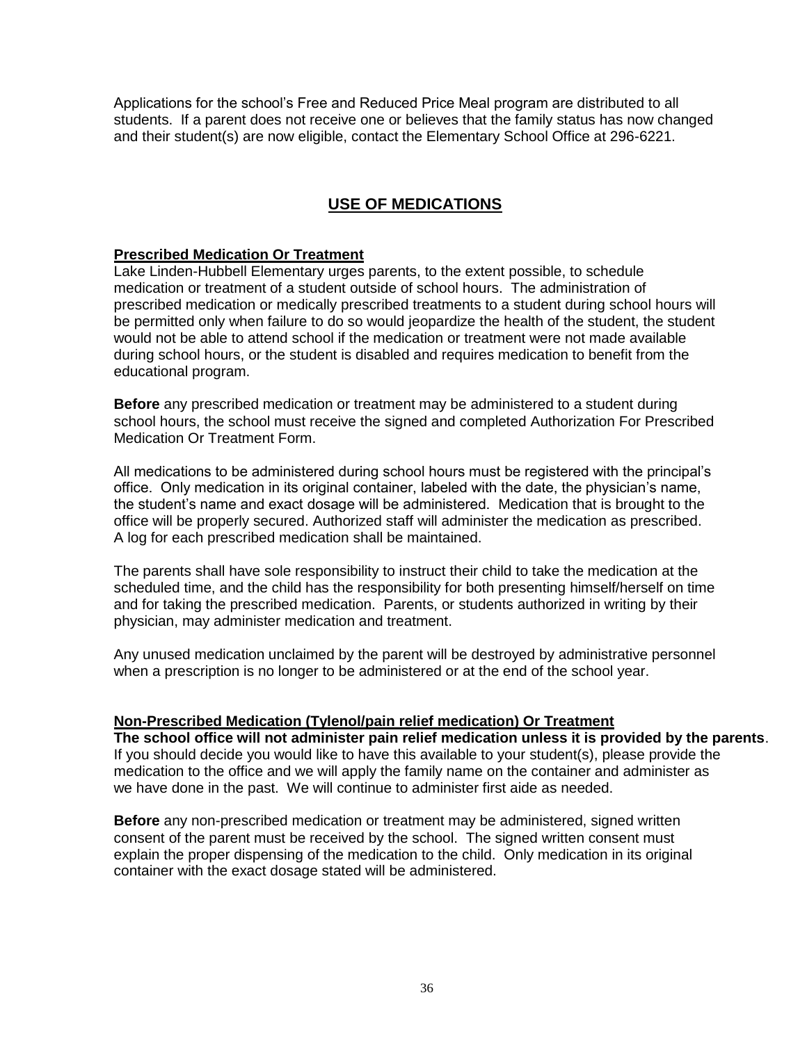Applications for the school's Free and Reduced Price Meal program are distributed to all students. If a parent does not receive one or believes that the family status has now changed and their student(s) are now eligible, contact the Elementary School Office at 296-6221.

## USE OF MEDICATIONS

### Prescribed Medication Or Treatment

Lake Linden-Hubbell Elementary urges parents, to the extent possible, to schedule medication or treatment of a student outside of school hours. The administration of prescribed medication or medically prescribed treatments to a student during school hours will be permitted only when failure to do so would jeopardize the health of the student, the student would not be able to attend school if the medication or treatment were not made available during school hours, or the student is disabled and requires medication to benefit from the educational program.

**Before** any prescribed medication or treatment may be administered to a student during school hours, the school must receive the signed and completed Authorization For Prescribed Medication Or Treatment Form.

All medications to be administered during school hours must be registered with the principal's office. Only medication in its original container, labeled with the date, the physician's name, the student's name and exact dosage will be administered. Medication that is brought to the office will be properly secured. Authorized staff will administer the medication as prescribed. A log for each prescribed medication shall be maintained.

The parents shall have sole responsibility to instruct their child to take the medication at the scheduled time, and the child has the responsibility for both presenting himself/herself on time and for taking the prescribed medication. Parents, or students authorized in writing by their physician, may administer medication and treatment.

Any unused medication unclaimed by the parent will be destroyed by administrative personnel when a prescription is no longer to be administered or at the end of the school year.

### Non-Prescribed Medication (Tylenol/pain relief medication) Or Treatment

**The school office will not administer pain relief medication unless it is provided by the parents**. If you should decide you would like to have this available to your student(s), please provide the medication to the office and we will apply the family name on the container and administer as we have done in the past. We will continue to administer first aide as needed.

**Before** any non-prescribed medication or treatment may be administered, signed written consent of the parent must be received by the school. The signed written consent must explain the proper dispensing of the medication to the child. Only medication in its original container with the exact dosage stated will be administered.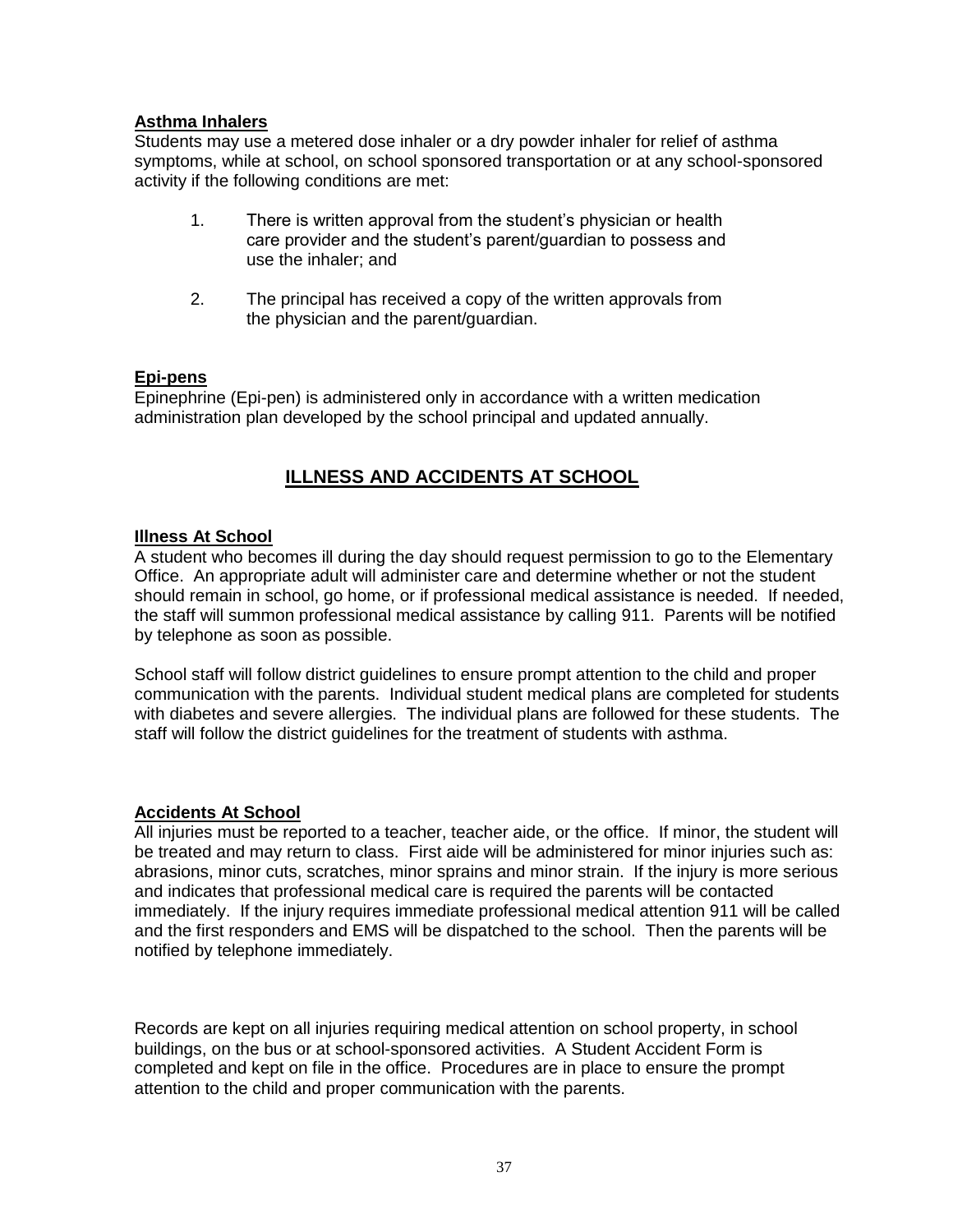### Asthma Inhalers

Students may use a metered dose inhaler or a dry powder inhaler for relief of asthma symptoms, while at school, on school sponsored transportation or at any school-sponsored activity if the following conditions are met:

1. There is written approval from the student's physician or health care provider and the student's parent/guardian to possess and use the inhaler; and
2. The principal has received a copy of the written approvals from the physician and the parent/guardian.

### Epi-pens

Epinephrine (Epi-pen) is administered only in accordance with a written medication administration plan developed by the school principal and updated annually.

## ILLNESS AND ACCIDENTS AT SCHOOL

### Illness At School

A student who becomes ill during the day should request permission to go to the Elementary Office. An appropriate adult will administer care and determine whether or not the student should remain in school, go home, or if professional medical assistance is needed. If needed, the staff will summon professional medical assistance by calling 911. Parents will be notified by telephone as soon as possible.

School staff will follow district guidelines to ensure prompt attention to the child and proper communication with the parents. Individual student medical plans are completed for students with diabetes and severe allergies. The individual plans are followed for these students. The staff will follow the district guidelines for the treatment of students with asthma.

### Accidents At School

All injuries must be reported to a teacher, teacher aide, or the office. If minor, the student will be treated and may return to class. First aide will be administered for minor injuries such as: abrasions, minor cuts, scratches, minor sprains and minor strain. If the injury is more serious and indicates that professional medical care is required the parents will be contacted immediately. If the injury requires immediate professional medical attention 911 will be called and the first responders and EMS will be dispatched to the school. Then the parents will be notified by telephone immediately.

Records are kept on all injuries requiring medical attention on school property, in school buildings, on the bus or at school-sponsored activities. A Student Accident Form is completed and kept on file in the office. Procedures are in place to ensure the prompt attention to the child and proper communication with the parents.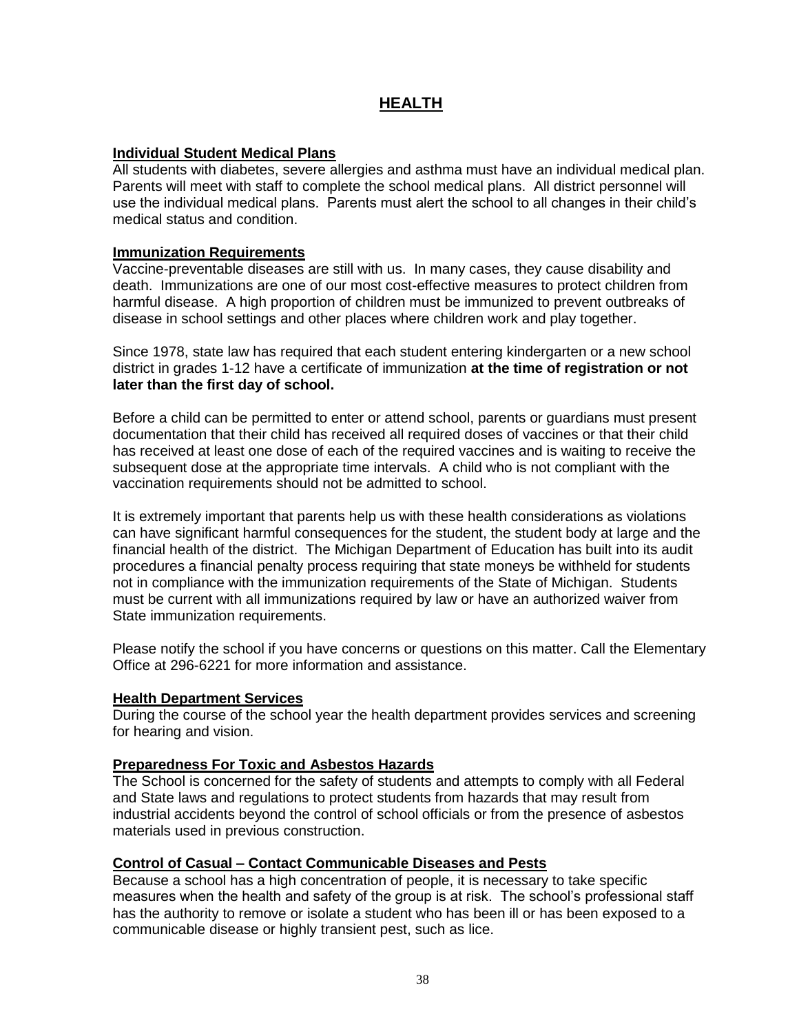# HEALTH

**Individual Student Medical Plans**

All students with diabetes, severe allergies and asthma must have an individual medical plan. Parents will meet with staff to complete the school medical plans. All district personnel will use the individual medical plans. Parents must alert the school to all changes in their child's medical status and condition.

**Immunization Requirements**

Vaccine-preventable diseases are still with us. In many cases, they cause disability and death. Immunizations are one of our most cost-effective measures to protect children from harmful disease. A high proportion of children must be immunized to prevent outbreaks of disease in school settings and other places where children work and play together.

Since 1978, state law has required that each student entering kindergarten or a new school district in grades 1-12 have a certificate of immunization **at the time of registration or not later than the first day of school.**

Before a child can be permitted to enter or attend school, parents or guardians must present documentation that their child has received all required doses of vaccines or that their child has received at least one dose of each of the required vaccines and is waiting to receive the subsequent dose at the appropriate time intervals. A child who is not compliant with the vaccination requirements should not be admitted to school.

It is extremely important that parents help us with these health considerations as violations can have significant harmful consequences for the student, the student body at large and the financial health of the district. The Michigan Department of Education has built into its audit procedures a financial penalty process requiring that state moneys be withheld for students not in compliance with the immunization requirements of the State of Michigan. Students must be current with all immunizations required by law or have an authorized waiver from State immunization requirements.

Please notify the school if you have concerns or questions on this matter. Call the Elementary Office at 296-6221 for more information and assistance.

**Health Department Services**

During the course of the school year the health department provides services and screening for hearing and vision.

**Preparedness For Toxic and Asbestos Hazards**

The School is concerned for the safety of students and attempts to comply with all Federal and State laws and regulations to protect students from hazards that may result from industrial accidents beyond the control of school officials or from the presence of asbestos materials used in previous construction.

**Control of Casual – Contact Communicable Diseases and Pests**

Because a school has a high concentration of people, it is necessary to take specific measures when the health and safety of the group is at risk. The school's professional staff has the authority to remove or isolate a student who has been ill or has been exposed to a communicable disease or highly transient pest, such as lice.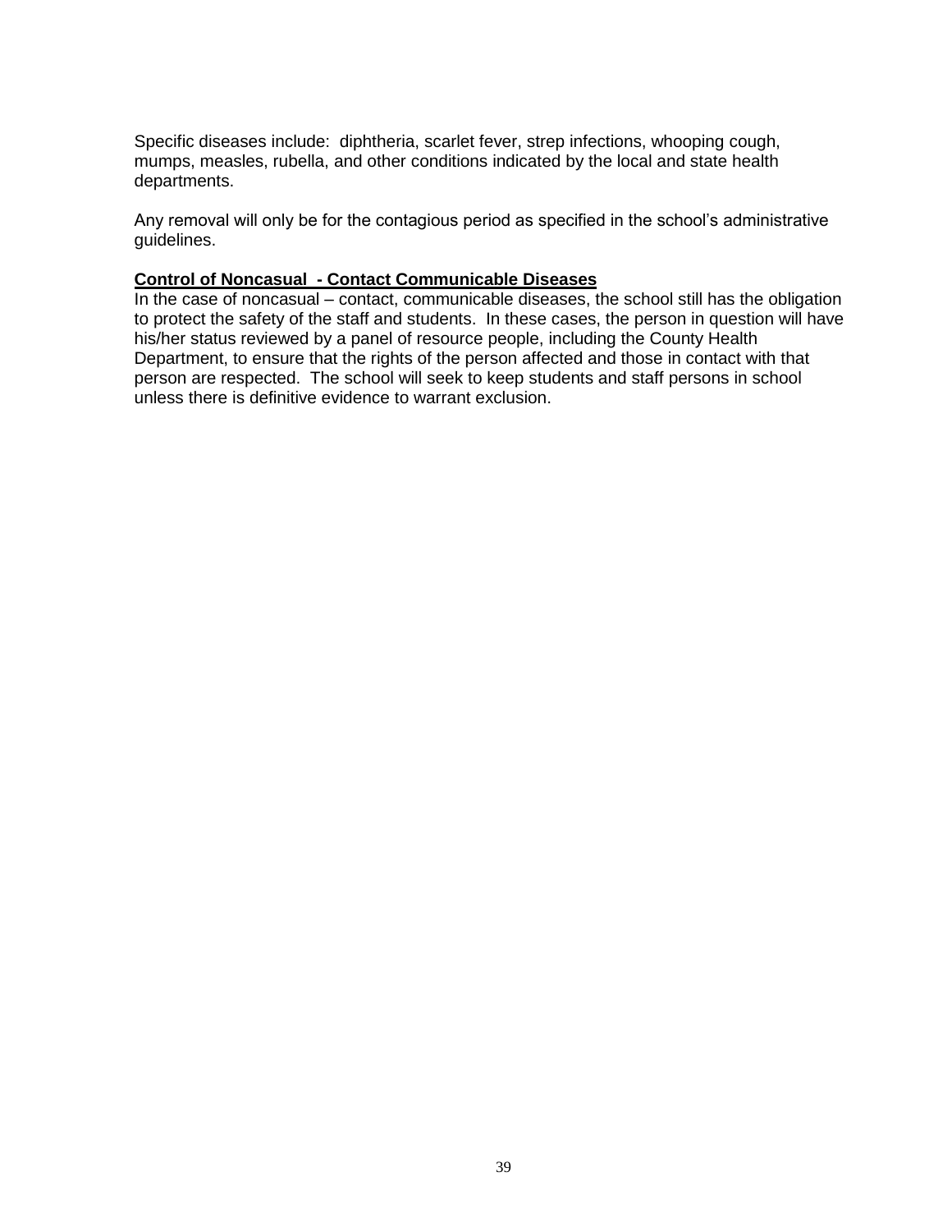Specific diseases include: diphtheria, scarlet fever, strep infections, whooping cough, mumps, measles, rubella, and other conditions indicated by the local and state health departments.

Any removal will only be for the contagious period as specified in the school's administrative guidelines.

**Control of Noncasual - Contact Communicable Diseases**

In the case of noncasual – contact, communicable diseases, the school still has the obligation to protect the safety of the staff and students. In these cases, the person in question will have his/her status reviewed by a panel of resource people, including the County Health Department, to ensure that the rights of the person affected and those in contact with that person are respected. The school will seek to keep students and staff persons in school unless there is definitive evidence to warrant exclusion.